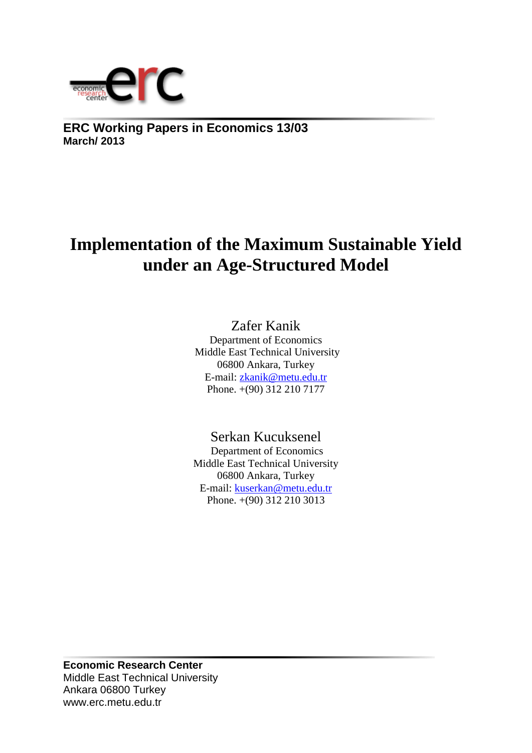**ERC Working Papers in Economics 13/03**
**March/ 2013**

# Implementation of the Maximum Sustainable Yield under an Age-Structured Model

Zafer Kanik
Department of Economics
Middle East Technical University
06800 Ankara, Turkey
E-mail: zkanik@metu.edu.tr
Phone. +(90) 312 210 7177

Serkan Kucuksenel
Department of Economics
Middle East Technical University
06800 Ankara, Turkey
E-mail: kuserkan@metu.edu.tr
Phone. +(90) 312 210 3013

**Economic Research Center**
Middle East Technical University
Ankara 06800 Turkey
www.erc.metu.edu.tr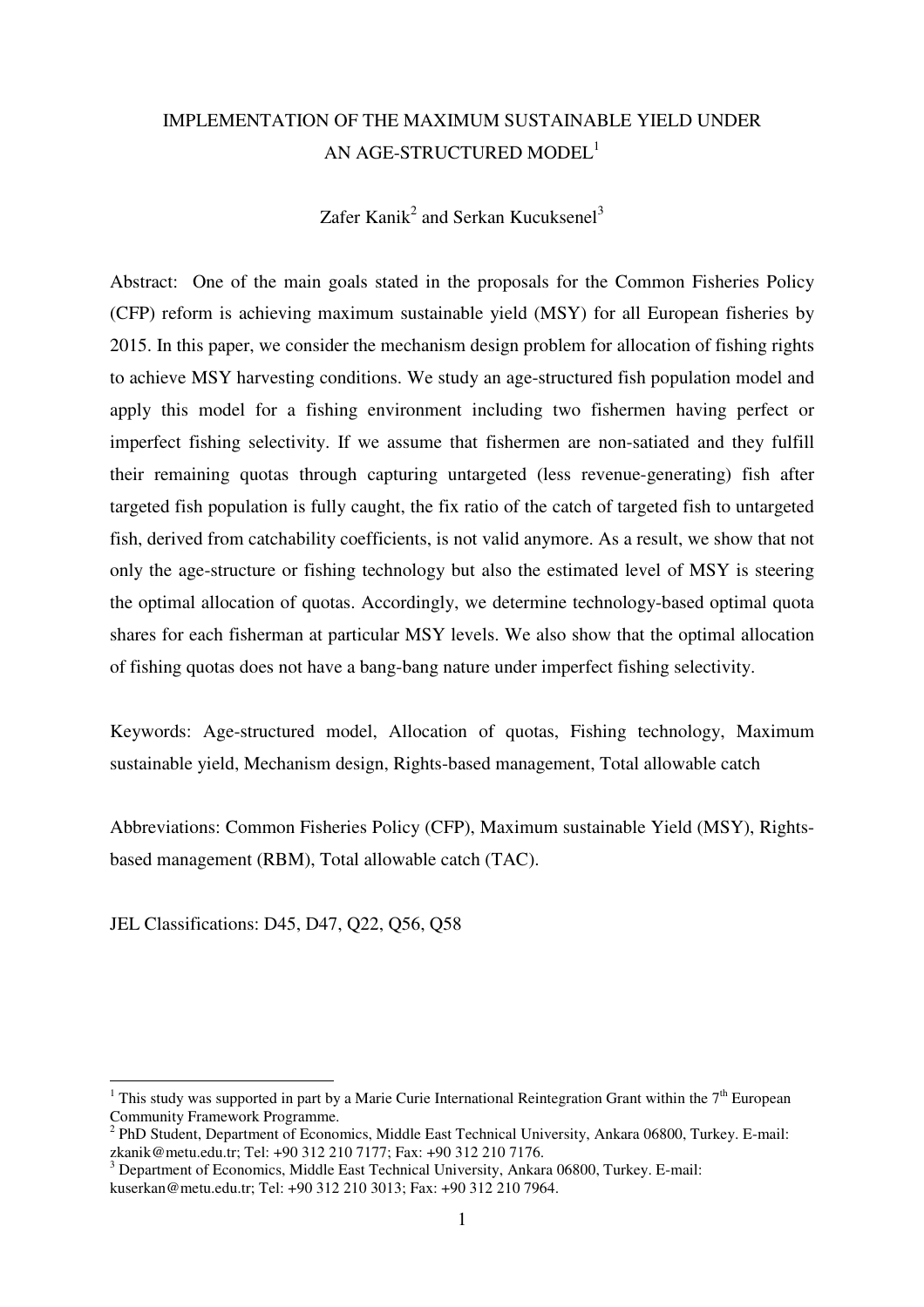# IMPLEMENTATION OF THE MAXIMUM SUSTAINABLE YIELD UNDER AN AGE-STRUCTURED MODEL[1]

Zafer Kanik[2] and Serkan Kucuksenel[3]

Abstract: One of the main goals stated in the proposals for the Common Fisheries Policy (CFP) reform is achieving maximum sustainable yield (MSY) for all European fisheries by 2015. In this paper, we consider the mechanism design problem for allocation of fishing rights to achieve MSY harvesting conditions. We study an age-structured fish population model and apply this model for a fishing environment including two fishermen having perfect or imperfect fishing selectivity. If we assume that fishermen are non-satiated and they fulfill their remaining quotas through capturing untargeted (less revenue-generating) fish after targeted fish population is fully caught, the fix ratio of the catch of targeted fish to untargeted fish, derived from catchability coefficients, is not valid anymore. As a result, we show that not only the age-structure or fishing technology but also the estimated level of MSY is steering the optimal allocation of quotas. Accordingly, we determine technology-based optimal quota shares for each fisherman at particular MSY levels. We also show that the optimal allocation of fishing quotas does not have a bang-bang nature under imperfect fishing selectivity.

Keywords: Age-structured model, Allocation of quotas, Fishing technology, Maximum sustainable yield, Mechanism design, Rights-based management, Total allowable catch

Abbreviations: Common Fisheries Policy (CFP), Maximum sustainable Yield (MSY), Rights-based management (RBM), Total allowable catch (TAC).

JEL Classifications: D45, D47, Q22, Q56, Q58

---

[1] This study was supported in part by a Marie Curie International Reintegration Grant within the 7th European Community Framework Programme.

[2] PhD Student, Department of Economics, Middle East Technical University, Ankara 06800, Turkey. E-mail: zkanik@metu.edu.tr; Tel: +90 312 210 7177; Fax: +90 312 210 7176.

[3] Department of Economics, Middle East Technical University, Ankara 06800, Turkey. E-mail: kuserkan@metu.edu.tr; Tel: +90 312 210 3013; Fax: +90 312 210 7964.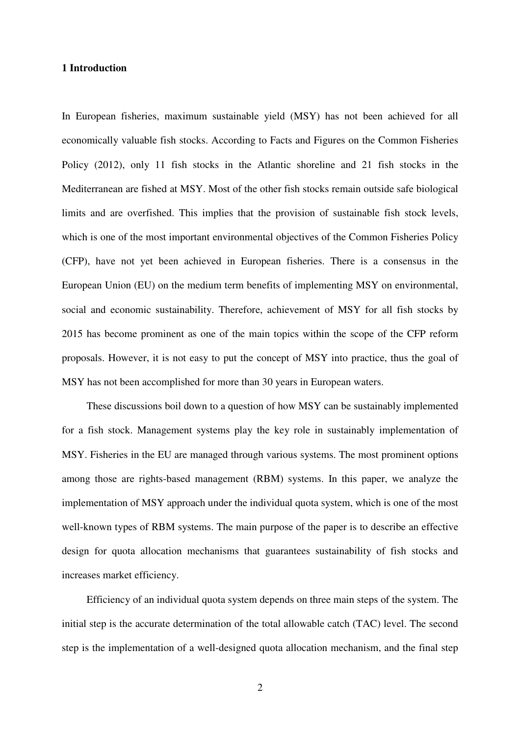## 1 Introduction

In European fisheries, maximum sustainable yield (MSY) has not been achieved for all economically valuable fish stocks. According to Facts and Figures on the Common Fisheries Policy (2012), only 11 fish stocks in the Atlantic shoreline and 21 fish stocks in the Mediterranean are fished at MSY. Most of the other fish stocks remain outside safe biological limits and are overfished. This implies that the provision of sustainable fish stock levels, which is one of the most important environmental objectives of the Common Fisheries Policy (CFP), have not yet been achieved in European fisheries. There is a consensus in the European Union (EU) on the medium term benefits of implementing MSY on environmental, social and economic sustainability. Therefore, achievement of MSY for all fish stocks by 2015 has become prominent as one of the main topics within the scope of the CFP reform proposals. However, it is not easy to put the concept of MSY into practice, thus the goal of MSY has not been accomplished for more than 30 years in European waters.

These discussions boil down to a question of how MSY can be sustainably implemented for a fish stock. Management systems play the key role in sustainably implementation of MSY. Fisheries in the EU are managed through various systems. The most prominent options among those are rights-based management (RBM) systems. In this paper, we analyze the implementation of MSY approach under the individual quota system, which is one of the most well-known types of RBM systems. The main purpose of the paper is to describe an effective design for quota allocation mechanisms that guarantees sustainability of fish stocks and increases market efficiency.

Efficiency of an individual quota system depends on three main steps of the system. The initial step is the accurate determination of the total allowable catch (TAC) level. The second step is the implementation of a well-designed quota allocation mechanism, and the final step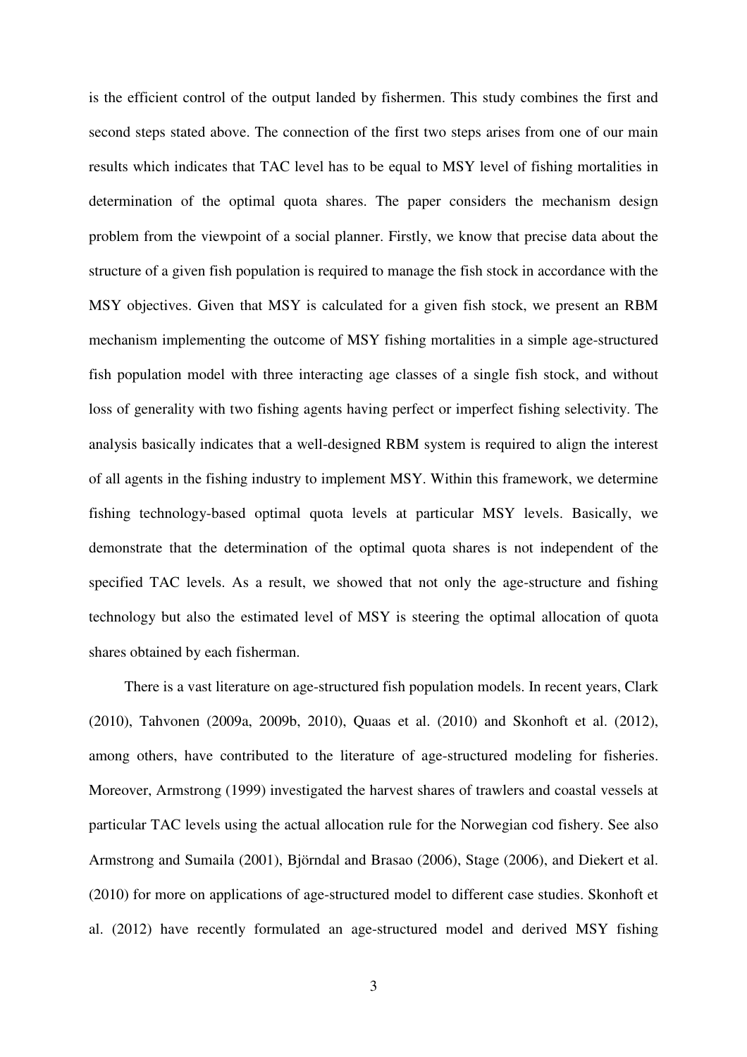is the efficient control of the output landed by fishermen. This study combines the first and second steps stated above. The connection of the first two steps arises from one of our main results which indicates that TAC level has to be equal to MSY level of fishing mortalities in determination of the optimal quota shares. The paper considers the mechanism design problem from the viewpoint of a social planner. Firstly, we know that precise data about the structure of a given fish population is required to manage the fish stock in accordance with the MSY objectives. Given that MSY is calculated for a given fish stock, we present an RBM mechanism implementing the outcome of MSY fishing mortalities in a simple age-structured fish population model with three interacting age classes of a single fish stock, and without loss of generality with two fishing agents having perfect or imperfect fishing selectivity. The analysis basically indicates that a well-designed RBM system is required to align the interest of all agents in the fishing industry to implement MSY. Within this framework, we determine fishing technology-based optimal quota levels at particular MSY levels. Basically, we demonstrate that the determination of the optimal quota shares is not independent of the specified TAC levels. As a result, we showed that not only the age-structure and fishing technology but also the estimated level of MSY is steering the optimal allocation of quota shares obtained by each fisherman.

There is a vast literature on age-structured fish population models. In recent years, Clark (2010), Tahvonen (2009a, 2009b, 2010), Quaas et al. (2010) and Skonhoft et al. (2012), among others, have contributed to the literature of age-structured modeling for fisheries. Moreover, Armstrong (1999) investigated the harvest shares of trawlers and coastal vessels at particular TAC levels using the actual allocation rule for the Norwegian cod fishery. See also Armstrong and Sumaila (2001), Björndal and Brasao (2006), Stage (2006), and Diekert et al. (2010) for more on applications of age-structured model to different case studies. Skonhoft et al. (2012) have recently formulated an age-structured model and derived MSY fishing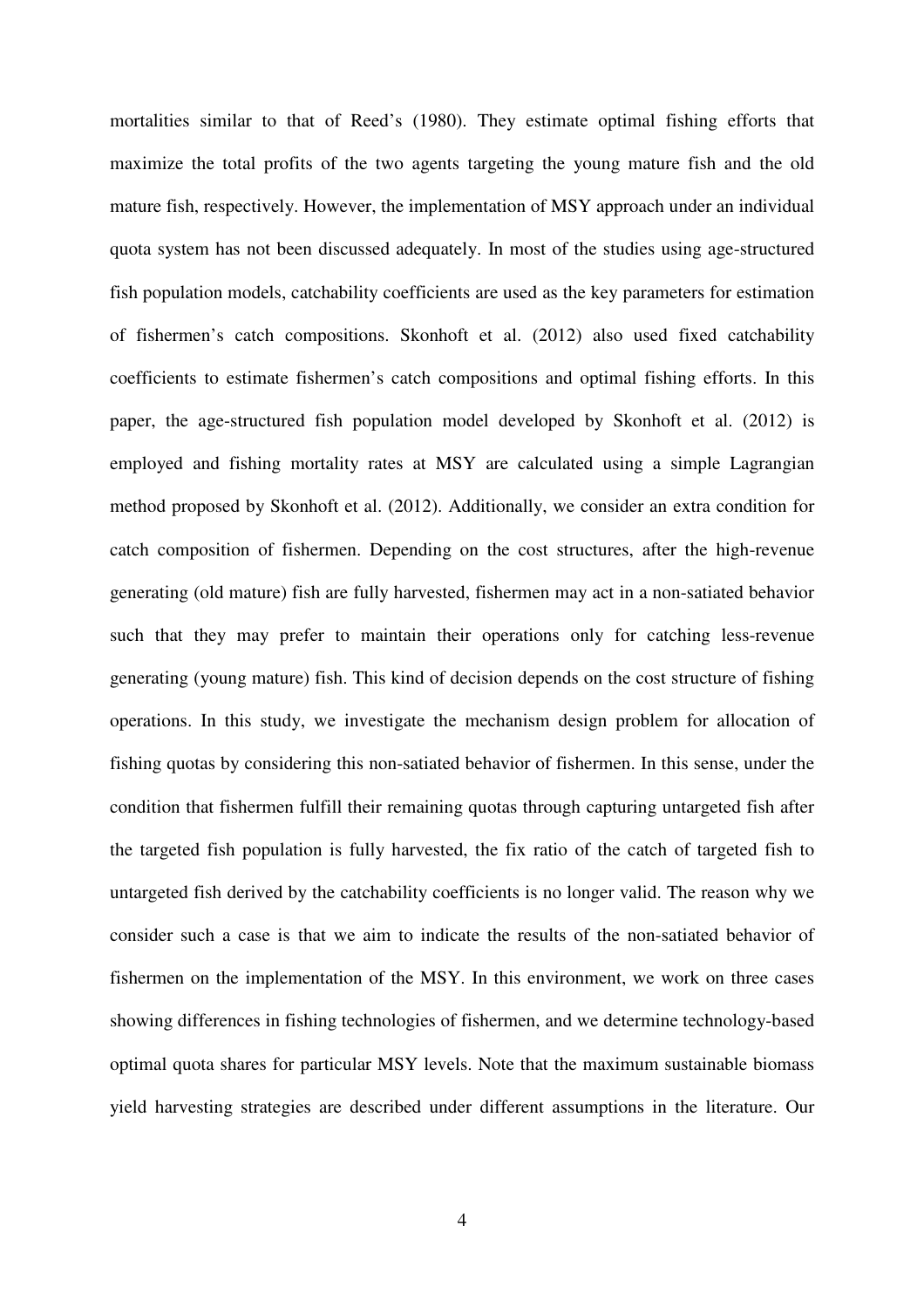mortalities similar to that of Reed's (1980). They estimate optimal fishing efforts that maximize the total profits of the two agents targeting the young mature fish and the old mature fish, respectively. However, the implementation of MSY approach under an individual quota system has not been discussed adequately. In most of the studies using age-structured fish population models, catchability coefficients are used as the key parameters for estimation of fishermen's catch compositions. Skonhoft et al. (2012) also used fixed catchability coefficients to estimate fishermen's catch compositions and optimal fishing efforts. In this paper, the age-structured fish population model developed by Skonhoft et al. (2012) is employed and fishing mortality rates at MSY are calculated using a simple Lagrangian method proposed by Skonhoft et al. (2012). Additionally, we consider an extra condition for catch composition of fishermen. Depending on the cost structures, after the high-revenue generating (old mature) fish are fully harvested, fishermen may act in a non-satiated behavior such that they may prefer to maintain their operations only for catching less-revenue generating (young mature) fish. This kind of decision depends on the cost structure of fishing operations. In this study, we investigate the mechanism design problem for allocation of fishing quotas by considering this non-satiated behavior of fishermen. In this sense, under the condition that fishermen fulfill their remaining quotas through capturing untargeted fish after the targeted fish population is fully harvested, the fix ratio of the catch of targeted fish to untargeted fish derived by the catchability coefficients is no longer valid. The reason why we consider such a case is that we aim to indicate the results of the non-satiated behavior of fishermen on the implementation of the MSY. In this environment, we work on three cases showing differences in fishing technologies of fishermen, and we determine technology-based optimal quota shares for particular MSY levels. Note that the maximum sustainable biomass yield harvesting strategies are described under different assumptions in the literature. Our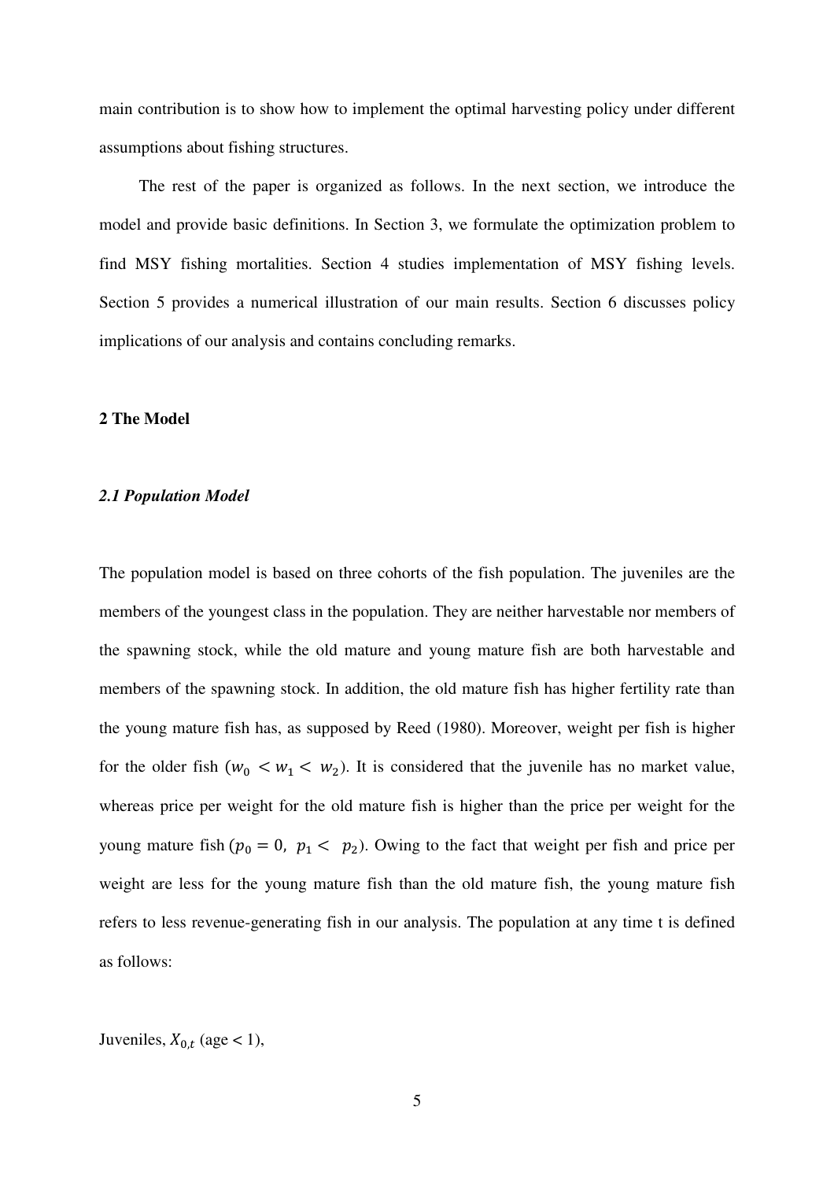main contribution is to show how to implement the optimal harvesting policy under different assumptions about fishing structures.

The rest of the paper is organized as follows. In the next section, we introduce the model and provide basic definitions. In Section 3, we formulate the optimization problem to find MSY fishing mortalities. Section 4 studies implementation of MSY fishing levels. Section 5 provides a numerical illustration of our main results. Section 6 discusses policy implications of our analysis and contains concluding remarks.

## 2 The Model

### *2.1 Population Model*

The population model is based on three cohorts of the fish population. The juveniles are the members of the youngest class in the population. They are neither harvestable nor members of the spawning stock, while the old mature and young mature fish are both harvestable and members of the spawning stock. In addition, the old mature fish has higher fertility rate than the young mature fish has, as supposed by Reed (1980). Moreover, weight per fish is higher for the older fish ($w_0 < w_1 < w_2$). It is considered that the juvenile has no market value, whereas price per weight for the old mature fish is higher than the price per weight for the young mature fish ($p_0 = 0,\ p_1 < p_2$). Owing to the fact that weight per fish and price per weight are less for the young mature fish than the old mature fish, the young mature fish refers to less revenue-generating fish in our analysis. The population at any time t is defined as follows:

Juveniles, $X_{0,t}$ (age < 1),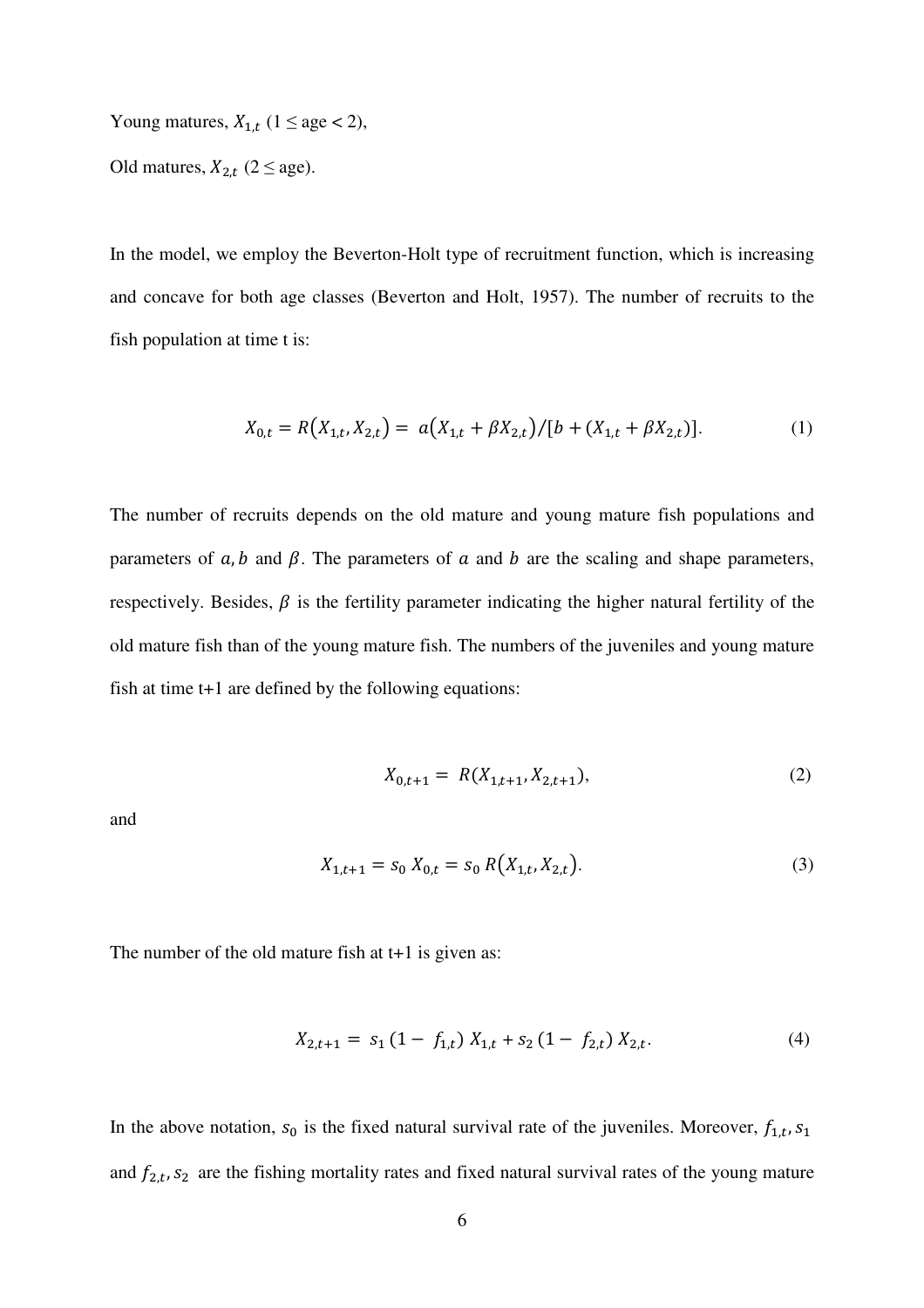Young matures, $X_{1,t}$ ($1 \leq \text{age} < 2$),

Old matures, $X_{2,t}$ ($2 \leq \text{age}$).

In the model, we employ the Beverton-Holt type of recruitment function, which is increasing and concave for both age classes (Beverton and Holt, 1957). The number of recruits to the fish population at time t is:

$$X_{0,t} = R(X_{1,t}, X_{2,t}) = a(X_{1,t} + \beta X_{2,t})/[b + (X_{1,t} + \beta X_{2,t})]. \tag{1}$$

The number of recruits depends on the old mature and young mature fish populations and parameters of $a, b$ and $\beta$. The parameters of $a$ and $b$ are the scaling and shape parameters, respectively. Besides, $\beta$ is the fertility parameter indicating the higher natural fertility of the old mature fish than of the young mature fish. The numbers of the juveniles and young mature fish at time t+1 are defined by the following equations:

$$X_{0,t+1} = R(X_{1,t+1}, X_{2,t+1}), \tag{2}$$

and

$$X_{1,t+1} = s_0 \, X_{0,t} = s_0 \, R(X_{1,t}, X_{2,t}). \tag{3}$$

The number of the old mature fish at t+1 is given as:

$$X_{2,t+1} = s_1 \, (1 - f_{1,t}) \, X_{1,t} + s_2 \, (1 - f_{2,t}) \, X_{2,t}. \tag{4}$$

In the above notation, $s_0$ is the fixed natural survival rate of the juveniles. Moreover, $f_{1,t}, s_1$ and $f_{2,t}, s_2$ are the fishing mortality rates and fixed natural survival rates of the young mature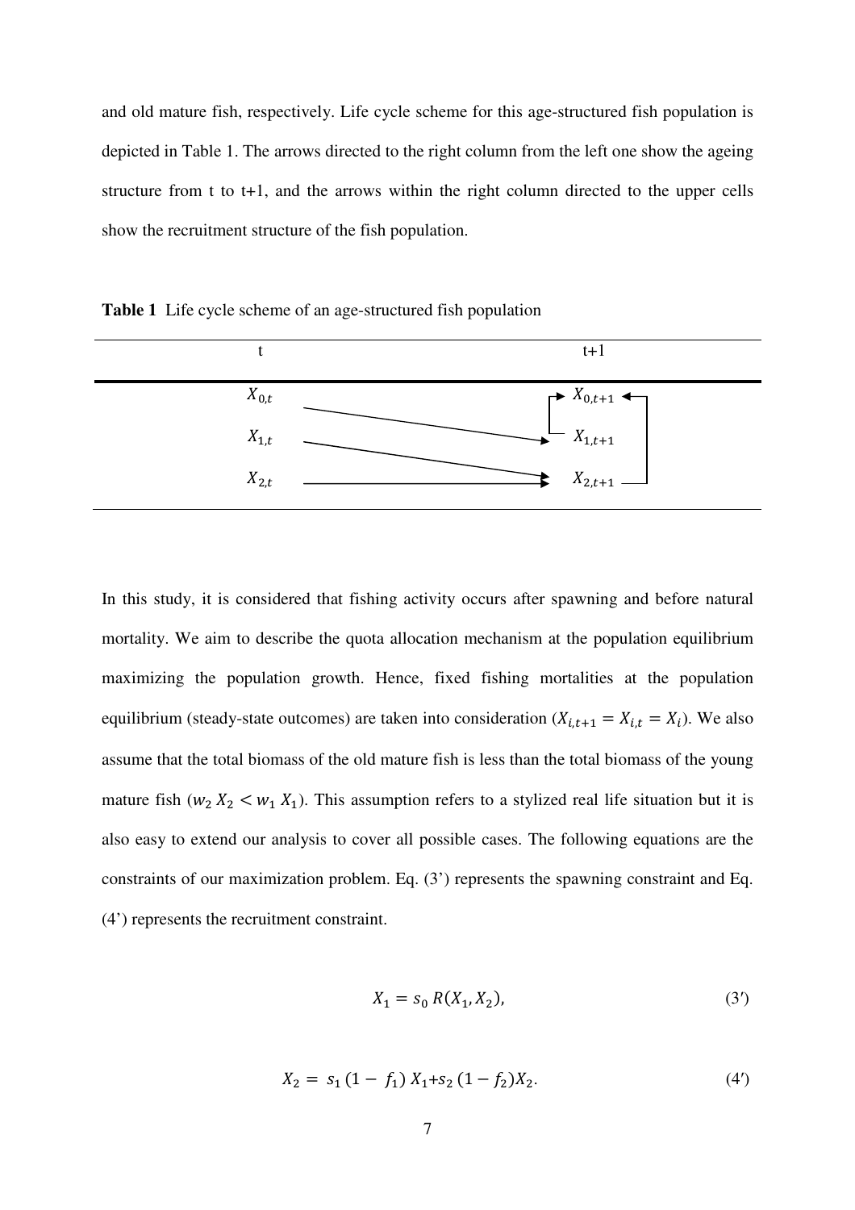and old mature fish, respectively. Life cycle scheme for this age-structured fish population is depicted in Table 1. The arrows directed to the right column from the left one show the ageing structure from t to t+1, and the arrows within the right column directed to the upper cells show the recruitment structure of the fish population.

**Table 1** Life cycle scheme of an age-structured fish population

| t | t+1 |
|---|---|
| $X_{0,t}$ | $X_{0,t+1}$ |
| $X_{1,t}$ | $X_{1,t+1}$ |
| $X_{2,t}$ | $X_{2,t+1}$ |

In this study, it is considered that fishing activity occurs after spawning and before natural mortality. We aim to describe the quota allocation mechanism at the population equilibrium maximizing the population growth. Hence, fixed fishing mortalities at the population equilibrium (steady-state outcomes) are taken into consideration ($X_{i,t+1} = X_{i,t} = X_i$). We also assume that the total biomass of the old mature fish is less than the total biomass of the young mature fish ($w_2 X_2 < w_1 X_1$). This assumption refers to a stylized real life situation but it is also easy to extend our analysis to cover all possible cases. The following equations are the constraints of our maximization problem. Eq. (3') represents the spawning constraint and Eq. (4') represents the recruitment constraint.

$$X_1 = s_0 R(X_1, X_2), \tag{3'}$$

$$X_2 = s_1 (1 - f_1) X_1 + s_2 (1 - f_2) X_2. \tag{4'}$$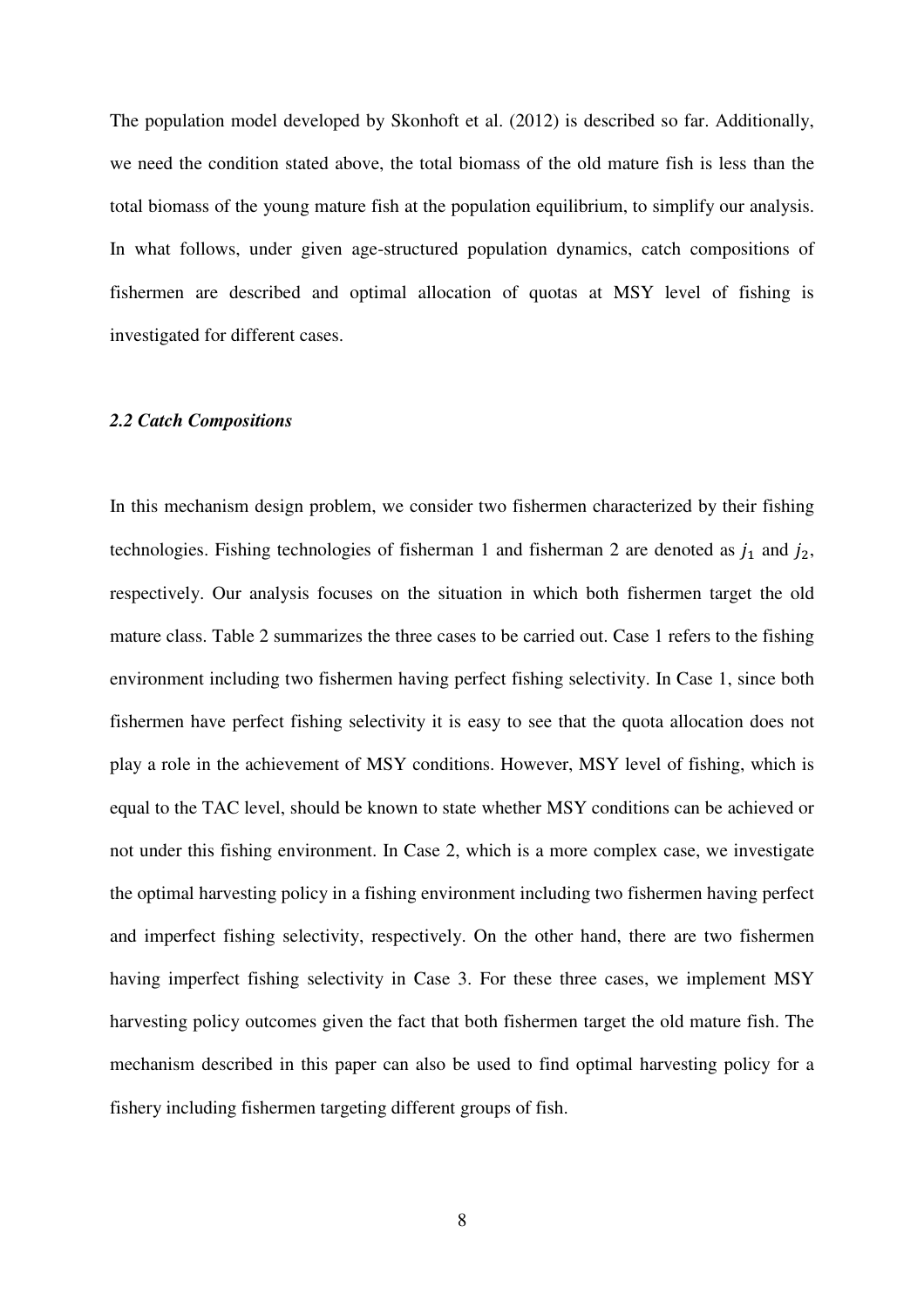The population model developed by Skonhoft et al. (2012) is described so far. Additionally, we need the condition stated above, the total biomass of the old mature fish is less than the total biomass of the young mature fish at the population equilibrium, to simplify our analysis. In what follows, under given age-structured population dynamics, catch compositions of fishermen are described and optimal allocation of quotas at MSY level of fishing is investigated for different cases.

### *2.2 Catch Compositions*

In this mechanism design problem, we consider two fishermen characterized by their fishing technologies. Fishing technologies of fisherman 1 and fisherman 2 are denoted as $j_1$ and $j_2$, respectively. Our analysis focuses on the situation in which both fishermen target the old mature class. Table 2 summarizes the three cases to be carried out. Case 1 refers to the fishing environment including two fishermen having perfect fishing selectivity. In Case 1, since both fishermen have perfect fishing selectivity it is easy to see that the quota allocation does not play a role in the achievement of MSY conditions. However, MSY level of fishing, which is equal to the TAC level, should be known to state whether MSY conditions can be achieved or not under this fishing environment. In Case 2, which is a more complex case, we investigate the optimal harvesting policy in a fishing environment including two fishermen having perfect and imperfect fishing selectivity, respectively. On the other hand, there are two fishermen having imperfect fishing selectivity in Case 3. For these three cases, we implement MSY harvesting policy outcomes given the fact that both fishermen target the old mature fish. The mechanism described in this paper can also be used to find optimal harvesting policy for a fishery including fishermen targeting different groups of fish.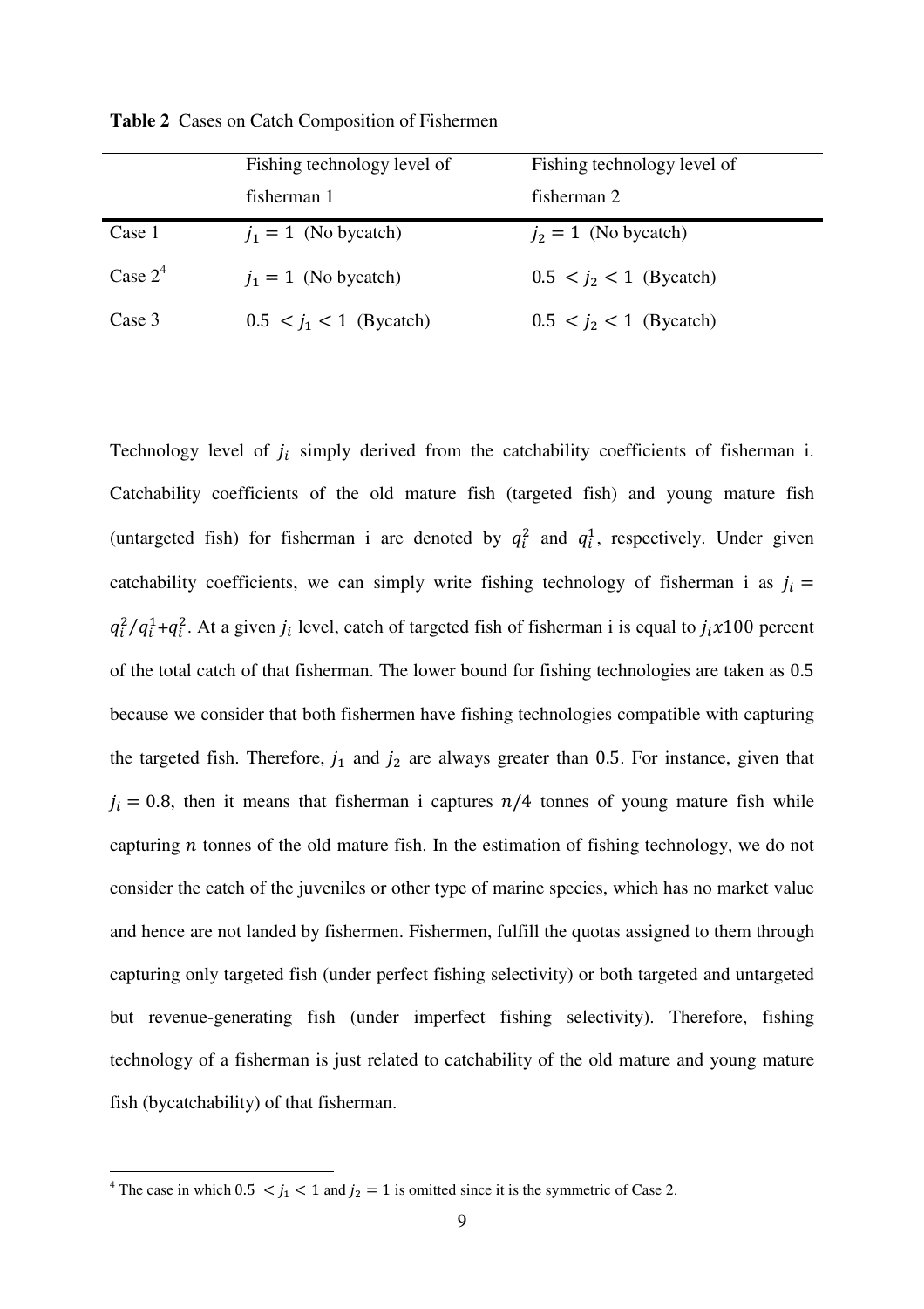**Table 2** Cases on Catch Composition of Fishermen

| | Fishing technology level of fisherman 1 | Fishing technology level of fisherman 2 |
|---|---|---|
| Case 1 | $j_1 = 1$ (No bycatch) | $j_2 = 1$ (No bycatch) |
| Case 2[4] | $j_1 = 1$ (No bycatch) | $0.5 < j_2 < 1$ (Bycatch) |
| Case 3 | $0.5 < j_1 < 1$ (Bycatch) | $0.5 < j_2 < 1$ (Bycatch) |

Technology level of $j_i$ simply derived from the catchability coefficients of fisherman i. Catchability coefficients of the old mature fish (targeted fish) and young mature fish (untargeted fish) for fisherman i are denoted by $q_i^2$ and $q_i^1$, respectively. Under given catchability coefficients, we can simply write fishing technology of fisherman i as $j_i = q_i^2/q_i^1+q_i^2$. At a given $j_i$ level, catch of targeted fish of fisherman i is equal to $j_i x100$ percent of the total catch of that fisherman. The lower bound for fishing technologies are taken as 0.5 because we consider that both fishermen have fishing technologies compatible with capturing the targeted fish. Therefore, $j_1$ and $j_2$ are always greater than 0.5. For instance, given that $j_i = 0.8$, then it means that fisherman i captures $n/4$ tonnes of young mature fish while capturing $n$ tonnes of the old mature fish. In the estimation of fishing technology, we do not consider the catch of the juveniles or other type of marine species, which has no market value and hence are not landed by fishermen. Fishermen, fulfill the quotas assigned to them through capturing only targeted fish (under perfect fishing selectivity) or both targeted and untargeted but revenue-generating fish (under imperfect fishing selectivity). Therefore, fishing technology of a fisherman is just related to catchability of the old mature and young mature fish (bycatchability) of that fisherman.

[4] The case in which $0.5 < j_1 < 1$ and $j_2 = 1$ is omitted since it is the symmetric of Case 2.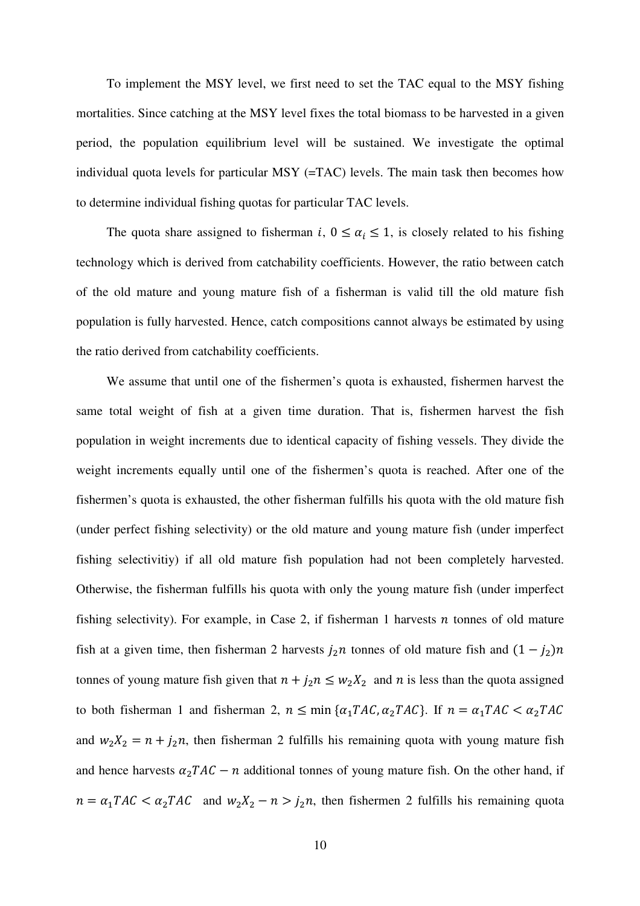To implement the MSY level, we first need to set the TAC equal to the MSY fishing mortalities. Since catching at the MSY level fixes the total biomass to be harvested in a given period, the population equilibrium level will be sustained. We investigate the optimal individual quota levels for particular MSY (=TAC) levels. The main task then becomes how to determine individual fishing quotas for particular TAC levels.

The quota share assigned to fisherman $i$, $0 \leq \alpha_i \leq 1$, is closely related to his fishing technology which is derived from catchability coefficients. However, the ratio between catch of the old mature and young mature fish of a fisherman is valid till the old mature fish population is fully harvested. Hence, catch compositions cannot always be estimated by using the ratio derived from catchability coefficients.

We assume that until one of the fishermen's quota is exhausted, fishermen harvest the same total weight of fish at a given time duration. That is, fishermen harvest the fish population in weight increments due to identical capacity of fishing vessels. They divide the weight increments equally until one of the fishermen's quota is reached. After one of the fishermen's quota is exhausted, the other fisherman fulfills his quota with the old mature fish (under perfect fishing selectivity) or the old mature and young mature fish (under imperfect fishing selectivitiy) if all old mature fish population had not been completely harvested. Otherwise, the fisherman fulfills his quota with only the young mature fish (under imperfect fishing selectivity). For example, in Case 2, if fisherman 1 harvests $n$ tonnes of old mature fish at a given time, then fisherman 2 harvests $j_2 n$ tonnes of old mature fish and $(1 - j_2)n$ tonnes of young mature fish given that $n + j_2 n \leq w_2 X_2$ and $n$ is less than the quota assigned to both fisherman 1 and fisherman 2, $n \leq \min\{\alpha_1 TAC, \alpha_2 TAC\}$. If $n = \alpha_1 TAC < \alpha_2 TAC$ and $w_2 X_2 = n + j_2 n$, then fisherman 2 fulfills his remaining quota with young mature fish and hence harvests $\alpha_2 TAC - n$ additional tonnes of young mature fish. On the other hand, if $n = \alpha_1 TAC < \alpha_2 TAC$ and $w_2 X_2 - n > j_2 n$, then fishermen 2 fulfills his remaining quota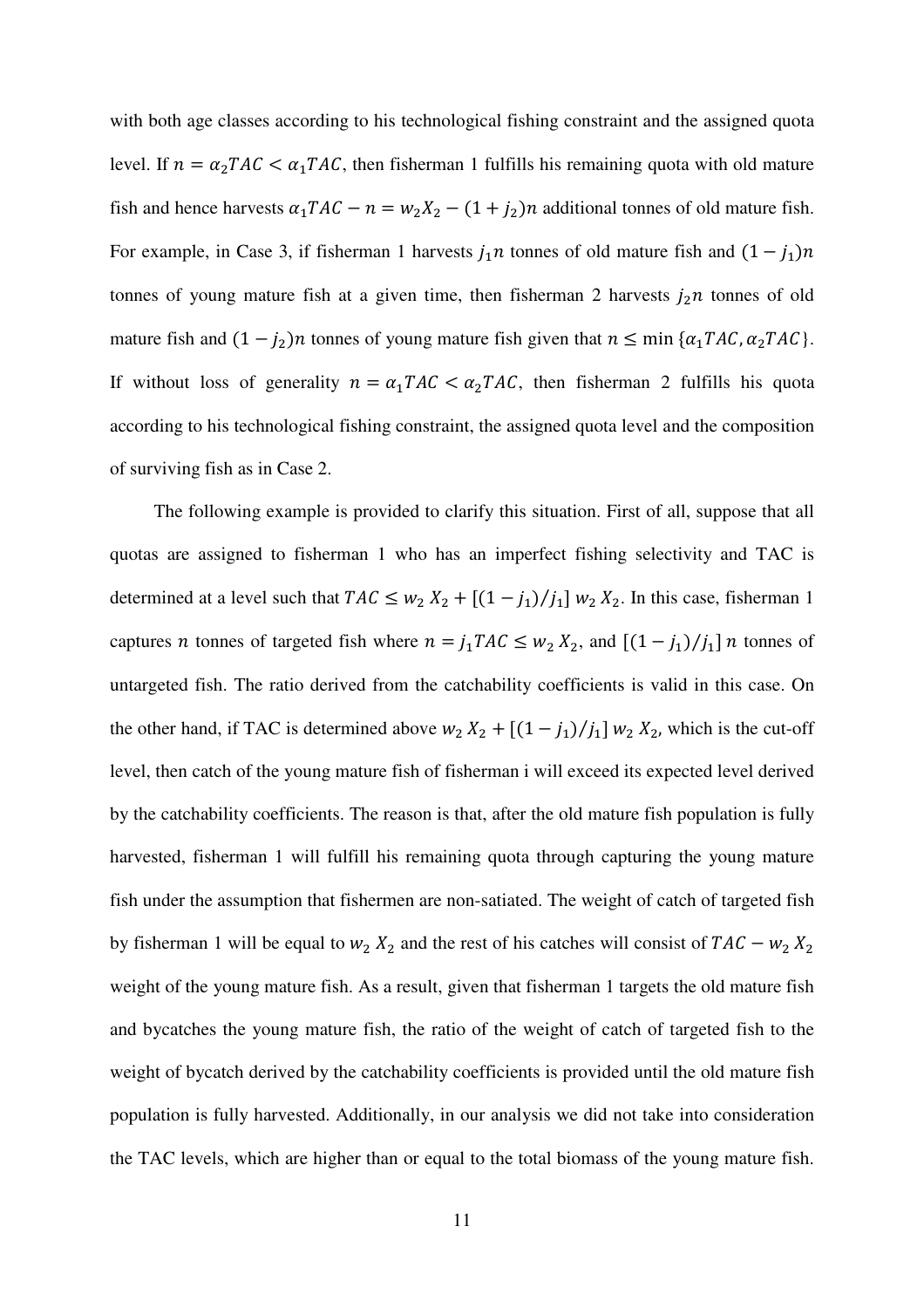with both age classes according to his technological fishing constraint and the assigned quota level. If $n = \alpha_2 TAC < \alpha_1 TAC$, then fisherman 1 fulfills his remaining quota with old mature fish and hence harvests $\alpha_1 TAC - n = w_2 X_2 - (1 + j_2)n$ additional tonnes of old mature fish. For example, in Case 3, if fisherman 1 harvests $j_1 n$ tonnes of old mature fish and $(1 - j_1)n$ tonnes of young mature fish at a given time, then fisherman 2 harvests $j_2 n$ tonnes of old mature fish and $(1 - j_2)n$ tonnes of young mature fish given that $n \leq \min\{\alpha_1 TAC, \alpha_2 TAC\}$. If without loss of generality $n = \alpha_1 TAC < \alpha_2 TAC$, then fisherman 2 fulfills his quota according to his technological fishing constraint, the assigned quota level and the composition of surviving fish as in Case 2.

The following example is provided to clarify this situation. First of all, suppose that all quotas are assigned to fisherman 1 who has an imperfect fishing selectivity and TAC is determined at a level such that $TAC \leq w_2 X_2 + [(1 - j_1)/j_1]\, w_2 X_2$. In this case, fisherman 1 captures $n$ tonnes of targeted fish where $n = j_1 TAC \leq w_2 X_2$, and $[(1 - j_1)/j_1]\, n$ tonnes of untargeted fish. The ratio derived from the catchability coefficients is valid in this case. On the other hand, if TAC is determined above $w_2 X_2 + [(1 - j_1)/j_1]\, w_2 X_2$, which is the cut-off level, then catch of the young mature fish of fisherman i will exceed its expected level derived by the catchability coefficients. The reason is that, after the old mature fish population is fully harvested, fisherman 1 will fulfill his remaining quota through capturing the young mature fish under the assumption that fishermen are non-satiated. The weight of catch of targeted fish by fisherman 1 will be equal to $w_2 X_2$ and the rest of his catches will consist of $TAC - w_2 X_2$ weight of the young mature fish. As a result, given that fisherman 1 targets the old mature fish and bycatches the young mature fish, the ratio of the weight of catch of targeted fish to the weight of bycatch derived by the catchability coefficients is provided until the old mature fish population is fully harvested. Additionally, in our analysis we did not take into consideration the TAC levels, which are higher than or equal to the total biomass of the young mature fish.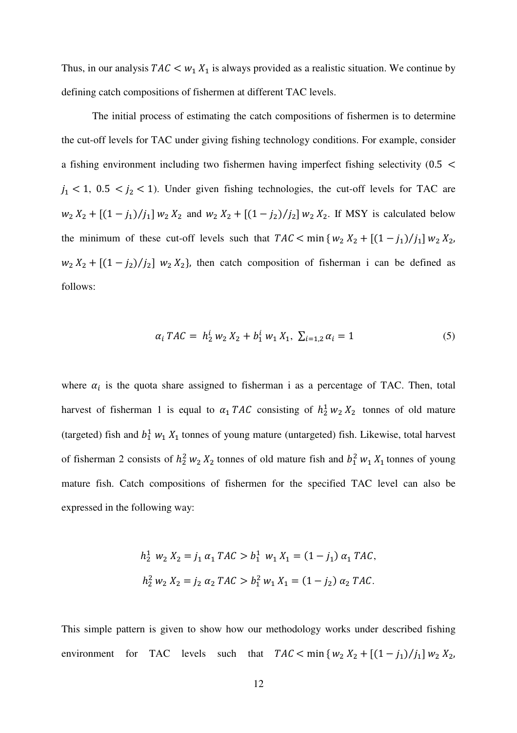Thus, in our analysis $TAC < w_1 X_1$ is always provided as a realistic situation. We continue by defining catch compositions of fishermen at different TAC levels.

The initial process of estimating the catch compositions of fishermen is to determine the cut-off levels for TAC under giving fishing technology conditions. For example, consider a fishing environment including two fishermen having imperfect fishing selectivity ($0.5 < j_1 < 1,\ 0.5 < j_2 < 1$). Under given fishing technologies, the cut-off levels for TAC are $w_2 X_2 + [(1 - j_1)/j_1]\, w_2 X_2$ and $w_2 X_2 + [(1 - j_2)/j_2]\, w_2 X_2$. If MSY is calculated below the minimum of these cut-off levels such that $TAC < \min\{ w_2 X_2 + [(1 - j_1)/j_1]\, w_2 X_2,$ $w_2 X_2 + [(1 - j_2)/j_2]\, w_2 X_2\}$, then catch composition of fisherman i can be defined as follows:

$$\alpha_i\, TAC = h_2^i\, w_2 X_2 + b_1^i\, w_1 X_1,\ \sum_{i=1,2} \alpha_i = 1 \tag{5}$$

where $\alpha_i$ is the quota share assigned to fisherman i as a percentage of TAC. Then, total harvest of fisherman 1 is equal to $\alpha_1\, TAC$ consisting of $h_2^1\, w_2 X_2$ tonnes of old mature (targeted) fish and $b_1^1\, w_1 X_1$ tonnes of young mature (untargeted) fish. Likewise, total harvest of fisherman 2 consists of $h_2^2\, w_2 X_2$ tonnes of old mature fish and $b_1^2\, w_1 X_1$ tonnes of young mature fish. Catch compositions of fishermen for the specified TAC level can also be expressed in the following way:

$$h_2^1\ w_2 X_2 = j_1\, \alpha_1\, TAC > b_1^1\ w_1 X_1 = (1 - j_1)\, \alpha_1\, TAC,$$
$$h_2^2\, w_2 X_2 = j_2\, \alpha_2\, TAC > b_1^2\, w_1 X_1 = (1 - j_2)\, \alpha_2\, TAC.$$

This simple pattern is given to show how our methodology works under described fishing environment for TAC levels such that $TAC < \min\{ w_2 X_2 + [(1 - j_1)/j_1]\, w_2 X_2,$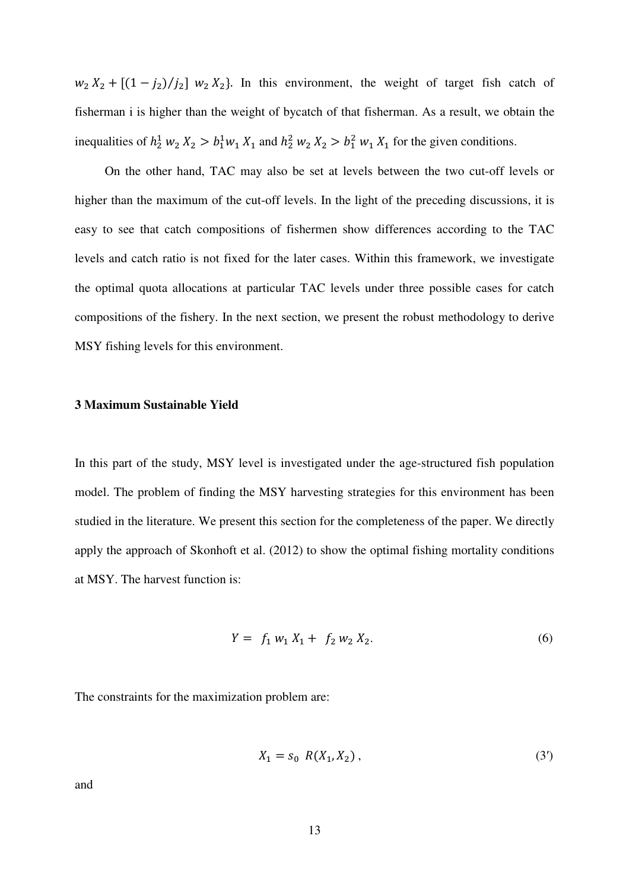$w_2\, X_2 + [(1 - j_2)/j_2]\; w_2\, X_2\}$. In this environment, the weight of target fish catch of fisherman i is higher than the weight of bycatch of that fisherman. As a result, we obtain the inequalities of $h_2^1\, w_2\, X_2 > b_1^1 w_1\, X_1$ and $h_2^2\, w_2\, X_2 > b_1^2\, w_1\, X_1$ for the given conditions.

On the other hand, TAC may also be set at levels between the two cut-off levels or higher than the maximum of the cut-off levels. In the light of the preceding discussions, it is easy to see that catch compositions of fishermen show differences according to the TAC levels and catch ratio is not fixed for the later cases. Within this framework, we investigate the optimal quota allocations at particular TAC levels under three possible cases for catch compositions of the fishery. In the next section, we present the robust methodology to derive MSY fishing levels for this environment.

### 3 Maximum Sustainable Yield

In this part of the study, MSY level is investigated under the age-structured fish population model. The problem of finding the MSY harvesting strategies for this environment has been studied in the literature. We present this section for the completeness of the paper. We directly apply the approach of Skonhoft et al. (2012) to show the optimal fishing mortality conditions at MSY. The harvest function is:

$$Y = \; f_1\, w_1\, X_1 + \; f_2\, w_2\, X_2. \tag{6}$$

The constraints for the maximization problem are:

$$X_1 = s_0 \;\; R(X_1, X_2)\,, \tag{3'}$$

and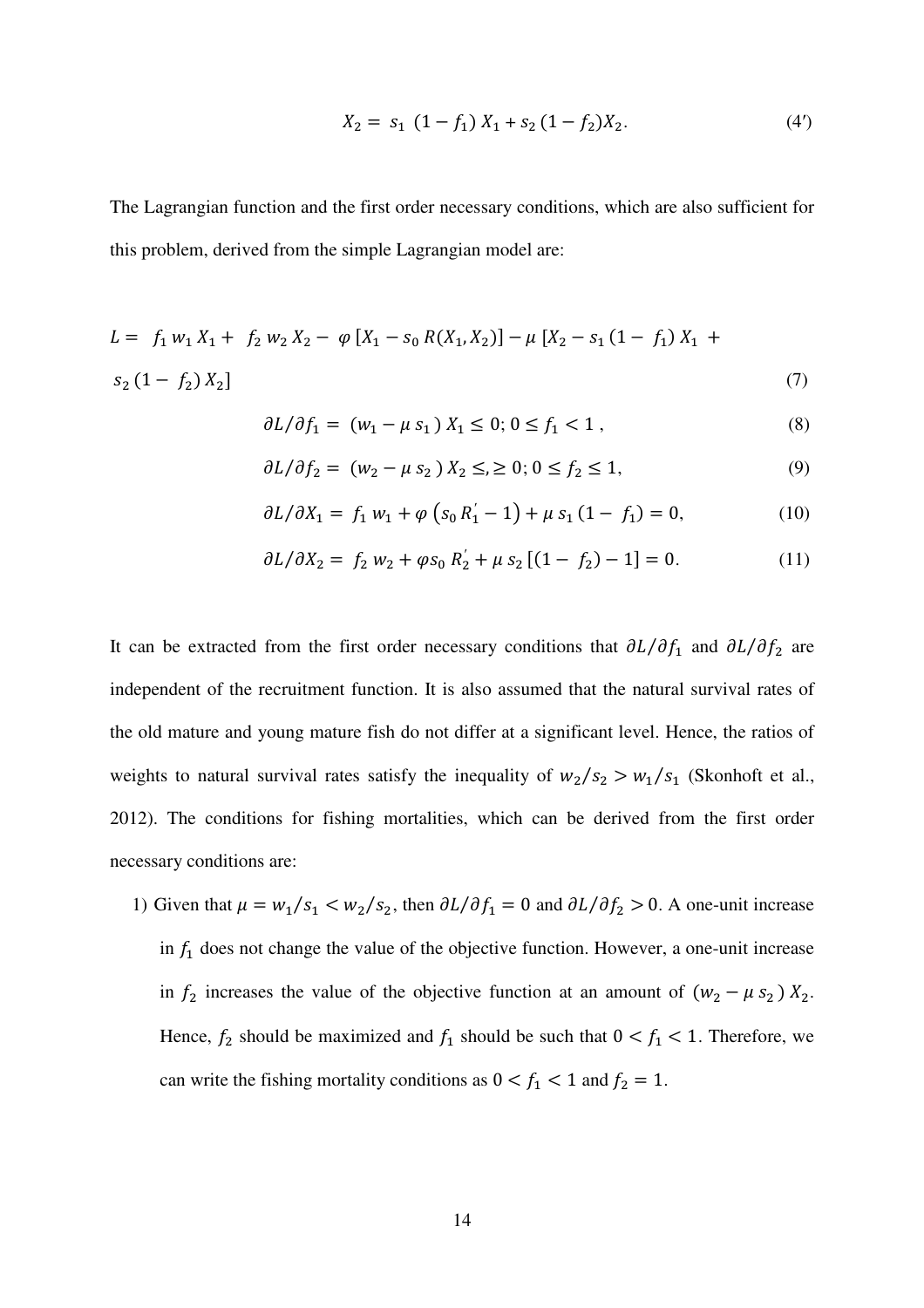$$X_2 = s_1 \ (1 - f_1) \ X_1 + s_2 \ (1 - f_2) X_2. \tag{4'}$$

The Lagrangian function and the first order necessary conditions, which are also sufficient for this problem, derived from the simple Lagrangian model are:

$$L = \ f_1 \, w_1 \, X_1 + \ f_2 \, w_2 \, X_2 - \ \varphi \, [X_1 - s_0 \, R(X_1, X_2)] - \mu \, [X_2 - s_1 \, (1 - \ f_1) \, X_1 \ + s_2 \, (1 - \ f_2) \, X_2] \tag{7}$$

$$\partial L/\partial f_1 = \ (w_1 - \mu \, s_1 \,) \, X_1 \leq \, 0; \, 0 \leq f_1 < 1 \ , \tag{8}$$

$$\partial L/\partial f_2 = \ (w_2 - \mu \, s_2 \,) \, X_2 \leq, \geq \, 0; \, 0 \leq f_2 \leq 1, \tag{9}$$

$$\partial L/\partial X_1 = \ f_1 \, w_1 + \varphi \, \left(s_0 \, R_1^{'} - 1\right) + \mu \, s_1 \, (1 - \ f_1) = 0, \tag{10}$$

$$\partial L/\partial X_2 = \ f_2 \, w_2 + \varphi s_0 \, R_2^{'} + \mu \, s_2 \, [(1 - \ f_2) - 1] = 0. \tag{11}$$

It can be extracted from the first order necessary conditions that $\partial L/\partial f_1$ and $\partial L/\partial f_2$ are independent of the recruitment function. It is also assumed that the natural survival rates of the old mature and young mature fish do not differ at a significant level. Hence, the ratios of weights to natural survival rates satisfy the inequality of $w_2/s_2 > w_1/s_1$ (Skonhoft et al., 2012). The conditions for fishing mortalities, which can be derived from the first order necessary conditions are:

1) Given that $\mu = w_1/s_1 < w_2/s_2$, then $\partial L/\partial f_1 = 0$ and $\partial L/\partial f_2 > 0$. A one-unit increase in $f_1$ does not change the value of the objective function. However, a one-unit increase in $f_2$ increases the value of the objective function at an amount of $(w_2 - \mu \, s_2 \,) \, X_2$. Hence, $f_2$ should be maximized and $f_1$ should be such that $0 < f_1 < 1$. Therefore, we can write the fishing mortality conditions as $0 < f_1 < 1$ and $f_2 = 1$.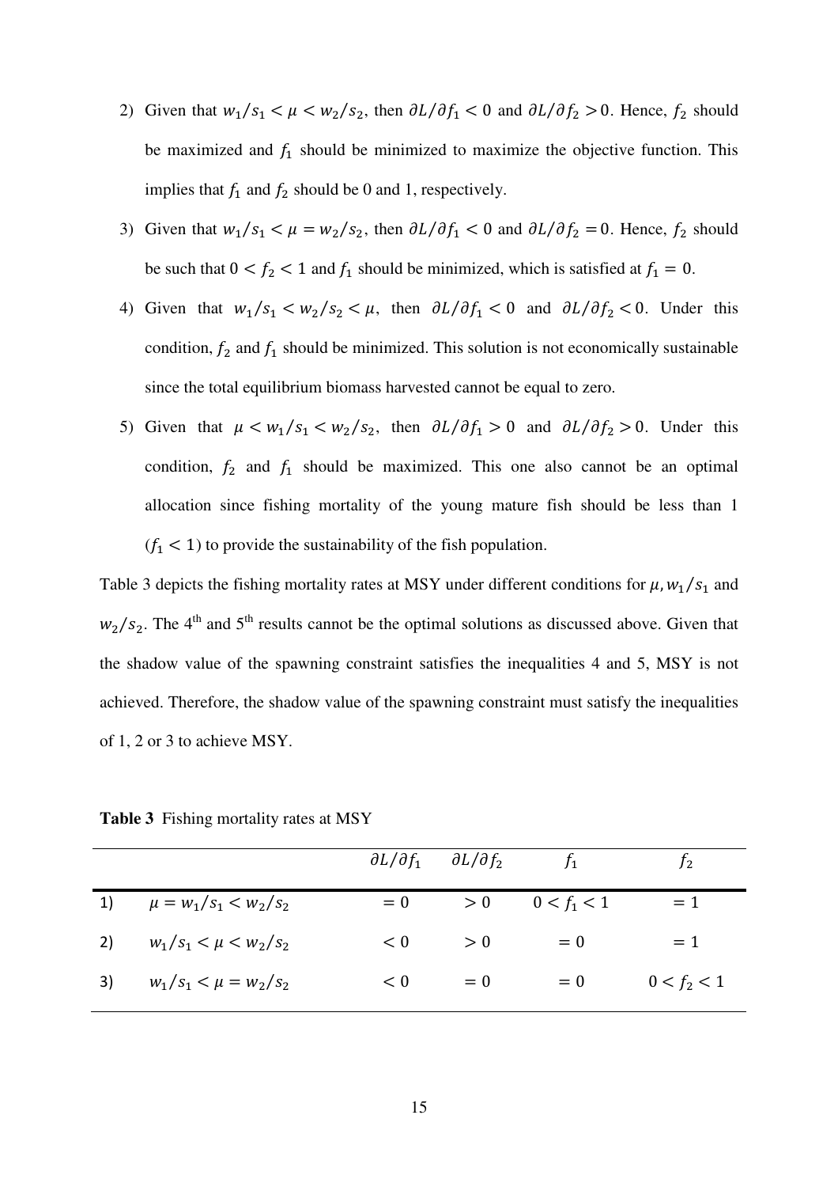2) Given that $w_1/s_1 < \mu < w_2/s_2$, then $\partial L/\partial f_1 < 0$ and $\partial L/\partial f_2 > 0$. Hence, $f_2$ should be maximized and $f_1$ should be minimized to maximize the objective function. This implies that $f_1$ and $f_2$ should be 0 and 1, respectively.

3) Given that $w_1/s_1 < \mu = w_2/s_2$, then $\partial L/\partial f_1 < 0$ and $\partial L/\partial f_2 = 0$. Hence, $f_2$ should be such that $0 < f_2 < 1$ and $f_1$ should be minimized, which is satisfied at $f_1 = 0$.

4) Given that $w_1/s_1 < w_2/s_2 < \mu$, then $\partial L/\partial f_1 < 0$ and $\partial L/\partial f_2 < 0$. Under this condition, $f_2$ and $f_1$ should be minimized. This solution is not economically sustainable since the total equilibrium biomass harvested cannot be equal to zero.

5) Given that $\mu < w_1/s_1 < w_2/s_2$, then $\partial L/\partial f_1 > 0$ and $\partial L/\partial f_2 > 0$. Under this condition, $f_2$ and $f_1$ should be maximized. This one also cannot be an optimal allocation since fishing mortality of the young mature fish should be less than 1 ($f_1 < 1$) to provide the sustainability of the fish population.

Table 3 depicts the fishing mortality rates at MSY under different conditions for $\mu, w_1/s_1$ and $w_2/s_2$. The 4th and 5th results cannot be the optimal solutions as discussed above. Given that the shadow value of the spawning constraint satisfies the inequalities 4 and 5, MSY is not achieved. Therefore, the shadow value of the spawning constraint must satisfy the inequalities of 1, 2 or 3 to achieve MSY.

**Table 3** Fishing mortality rates at MSY

| | | $\partial L/\partial f_1$ | $\partial L/\partial f_2$ | $f_1$ | $f_2$ |
|---|---|---|---|---|---|
| 1) | $\mu = w_1/s_1 < w_2/s_2$ | $= 0$ | $> 0$ | $0 < f_1 < 1$ | $= 1$ |
| 2) | $w_1/s_1 < \mu < w_2/s_2$ | $< 0$ | $> 0$ | $= 0$ | $= 1$ |
| 3) | $w_1/s_1 < \mu = w_2/s_2$ | $< 0$ | $= 0$ | $= 0$ | $0 < f_2 < 1$ |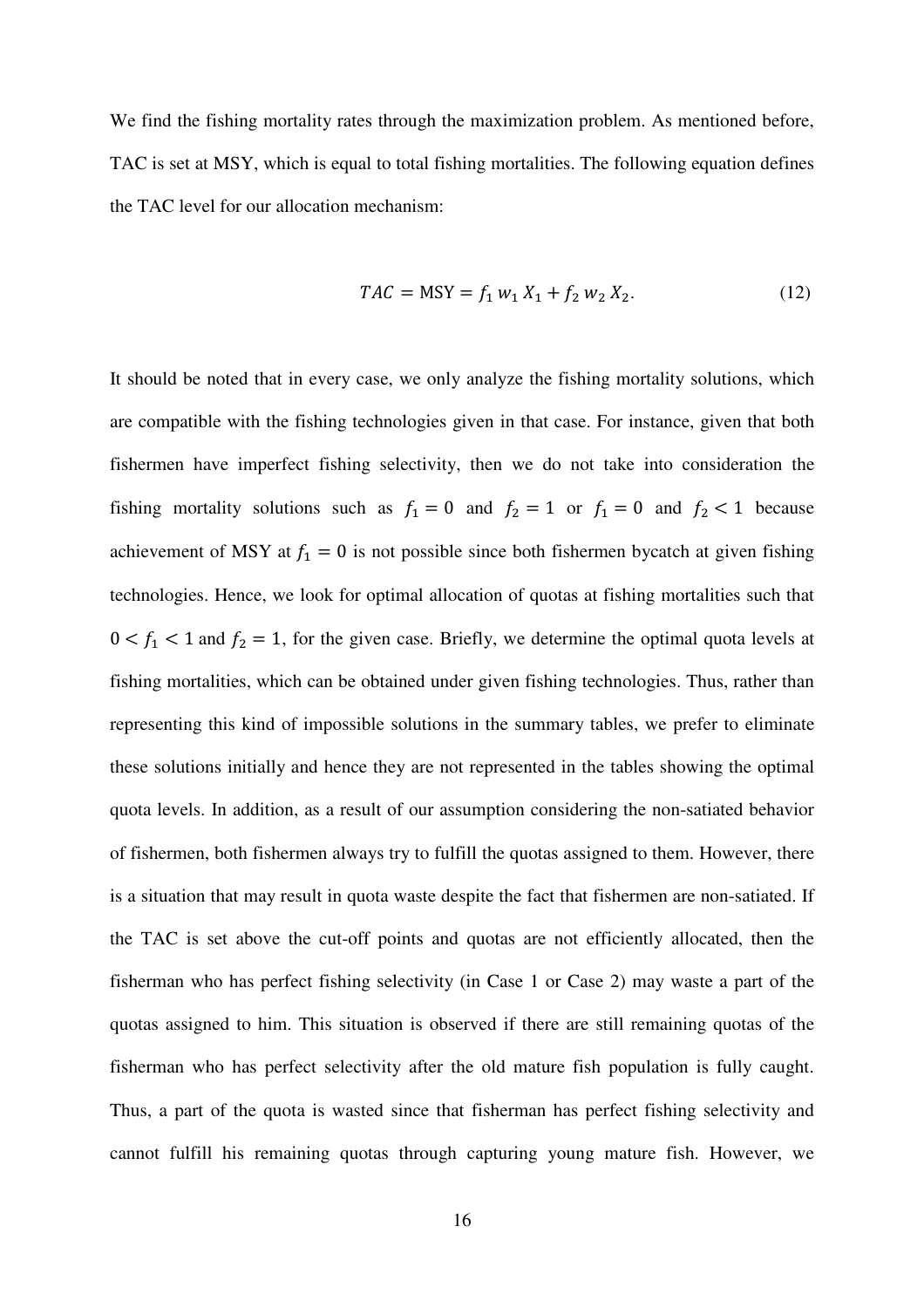We find the fishing mortality rates through the maximization problem. As mentioned before, TAC is set at MSY, which is equal to total fishing mortalities. The following equation defines the TAC level for our allocation mechanism:

$$TAC = \text{MSY} = f_1 \, w_1 \, X_1 + f_2 \, w_2 \, X_2. \tag{12}$$

It should be noted that in every case, we only analyze the fishing mortality solutions, which are compatible with the fishing technologies given in that case. For instance, given that both fishermen have imperfect fishing selectivity, then we do not take into consideration the fishing mortality solutions such as $f_1 = 0$ and $f_2 = 1$ or $f_1 = 0$ and $f_2 < 1$ because achievement of MSY at $f_1 = 0$ is not possible since both fishermen bycatch at given fishing technologies. Hence, we look for optimal allocation of quotas at fishing mortalities such that $0 < f_1 < 1$ and $f_2 = 1$, for the given case. Briefly, we determine the optimal quota levels at fishing mortalities, which can be obtained under given fishing technologies. Thus, rather than representing this kind of impossible solutions in the summary tables, we prefer to eliminate these solutions initially and hence they are not represented in the tables showing the optimal quota levels. In addition, as a result of our assumption considering the non-satiated behavior of fishermen, both fishermen always try to fulfill the quotas assigned to them. However, there is a situation that may result in quota waste despite the fact that fishermen are non-satiated. If the TAC is set above the cut-off points and quotas are not efficiently allocated, then the fisherman who has perfect fishing selectivity (in Case 1 or Case 2) may waste a part of the quotas assigned to him. This situation is observed if there are still remaining quotas of the fisherman who has perfect selectivity after the old mature fish population is fully caught. Thus, a part of the quota is wasted since that fisherman has perfect fishing selectivity and cannot fulfill his remaining quotas through capturing young mature fish. However, we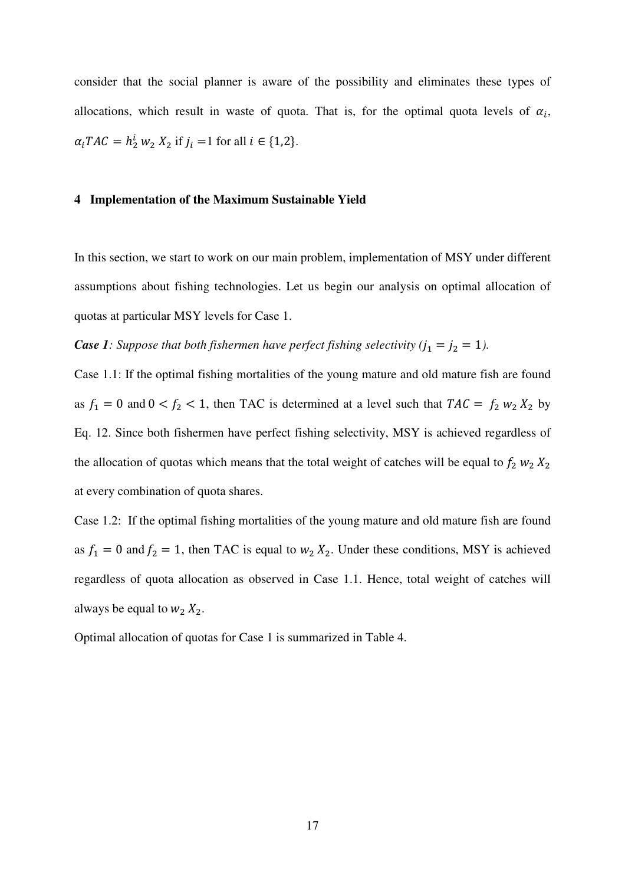consider that the social planner is aware of the possibility and eliminates these types of allocations, which result in waste of quota. That is, for the optimal quota levels of $\alpha_i$, $\alpha_i TAC = h_2^i \, w_2 \, X_2$ if $j_i = 1$ for all $i \in \{1,2\}$.

## 4 Implementation of the Maximum Sustainable Yield

In this section, we start to work on our main problem, implementation of MSY under different assumptions about fishing technologies. Let us begin our analysis on optimal allocation of quotas at particular MSY levels for Case 1.

***Case 1****: Suppose that both fishermen have perfect fishing selectivity ($j_1 = j_2 = 1$).*

Case 1.1: If the optimal fishing mortalities of the young mature and old mature fish are found as $f_1 = 0$ and $0 < f_2 < 1$, then TAC is determined at a level such that $TAC = f_2 \, w_2 \, X_2$ by Eq. 12. Since both fishermen have perfect fishing selectivity, MSY is achieved regardless of the allocation of quotas which means that the total weight of catches will be equal to $f_2 \, w_2 \, X_2$ at every combination of quota shares.

Case 1.2: If the optimal fishing mortalities of the young mature and old mature fish are found as $f_1 = 0$ and $f_2 = 1$, then TAC is equal to $w_2 \, X_2$. Under these conditions, MSY is achieved regardless of quota allocation as observed in Case 1.1. Hence, total weight of catches will always be equal to $w_2 \, X_2$.

Optimal allocation of quotas for Case 1 is summarized in Table 4.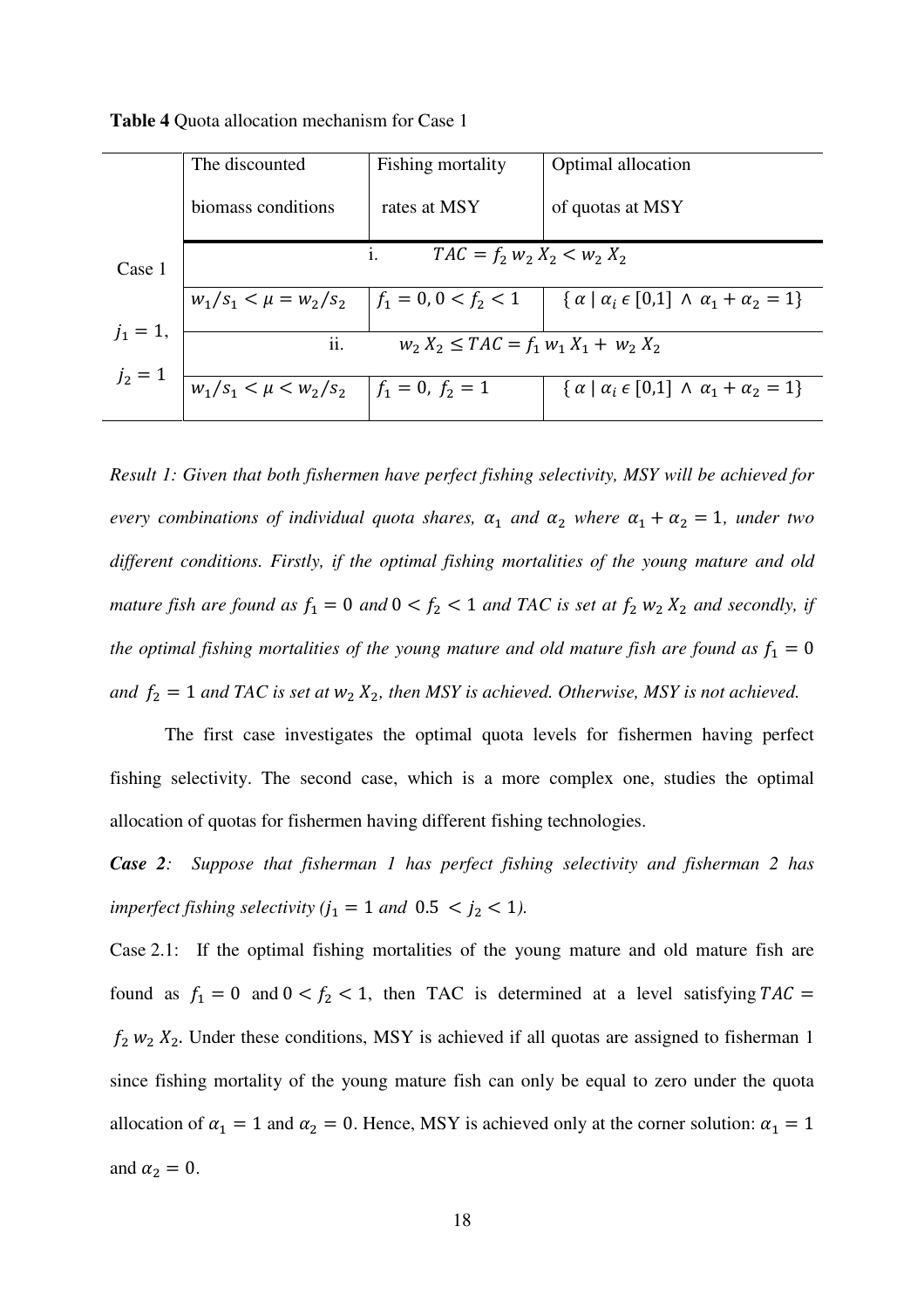**Table 4** Quota allocation mechanism for Case 1

| | The discounted biomass conditions | Fishing mortality rates at MSY | Optimal allocation of quotas at MSY |
|---|---|---|---|
| Case 1 | i. $TAC = f_2 \, w_2 \, X_2 < w_2 \, X_2$ | | |
| $j_1 = 1$, | $w_1/s_1 < \mu = w_2/s_2$ | $f_1 = 0, 0 < f_2 < 1$ | $\{ \alpha \mid \alpha_i \, \epsilon \, [0,1] \, \wedge \, \alpha_1 + \alpha_2 = 1 \}$ |
| $j_2 = 1$ | ii. $w_2 \, X_2 \leq TAC = f_1 \, w_1 \, X_1 + \, w_2 \, X_2$ | | |
| | $w_1/s_1 < \mu < w_2/s_2$ | $f_1 = 0, \; f_2 = 1$ | $\{ \alpha \mid \alpha_i \, \epsilon \, [0,1] \, \wedge \, \alpha_1 + \alpha_2 = 1 \}$ |

*Result 1: Given that both fishermen have perfect fishing selectivity, MSY will be achieved for every combinations of individual quota shares, $\alpha_1$ and $\alpha_2$ where $\alpha_1 + \alpha_2 = 1$, under two different conditions. Firstly, if the optimal fishing mortalities of the young mature and old mature fish are found as $f_1 = 0$ and $0 < f_2 < 1$ and TAC is set at $f_2 \, w_2 \, X_2$ and secondly, if the optimal fishing mortalities of the young mature and old mature fish are found as $f_1 = 0$ and $f_2 = 1$ and TAC is set at $w_2 \, X_2$, then MSY is achieved. Otherwise, MSY is not achieved.*

The first case investigates the optimal quota levels for fishermen having perfect fishing selectivity. The second case, which is a more complex one, studies the optimal allocation of quotas for fishermen having different fishing technologies.

***Case 2**: Suppose that fisherman 1 has perfect fishing selectivity and fisherman 2 has imperfect fishing selectivity ($j_1 = 1$ and $0.5 < j_2 < 1$).*

Case 2.1: If the optimal fishing mortalities of the young mature and old mature fish are found as $f_1 = 0$ and $0 < f_2 < 1$, then TAC is determined at a level satisfying $TAC = f_2 \, w_2 \, X_2$. Under these conditions, MSY is achieved if all quotas are assigned to fisherman 1 since fishing mortality of the young mature fish can only be equal to zero under the quota allocation of $\alpha_1 = 1$ and $\alpha_2 = 0$. Hence, MSY is achieved only at the corner solution: $\alpha_1 = 1$ and $\alpha_2 = 0$.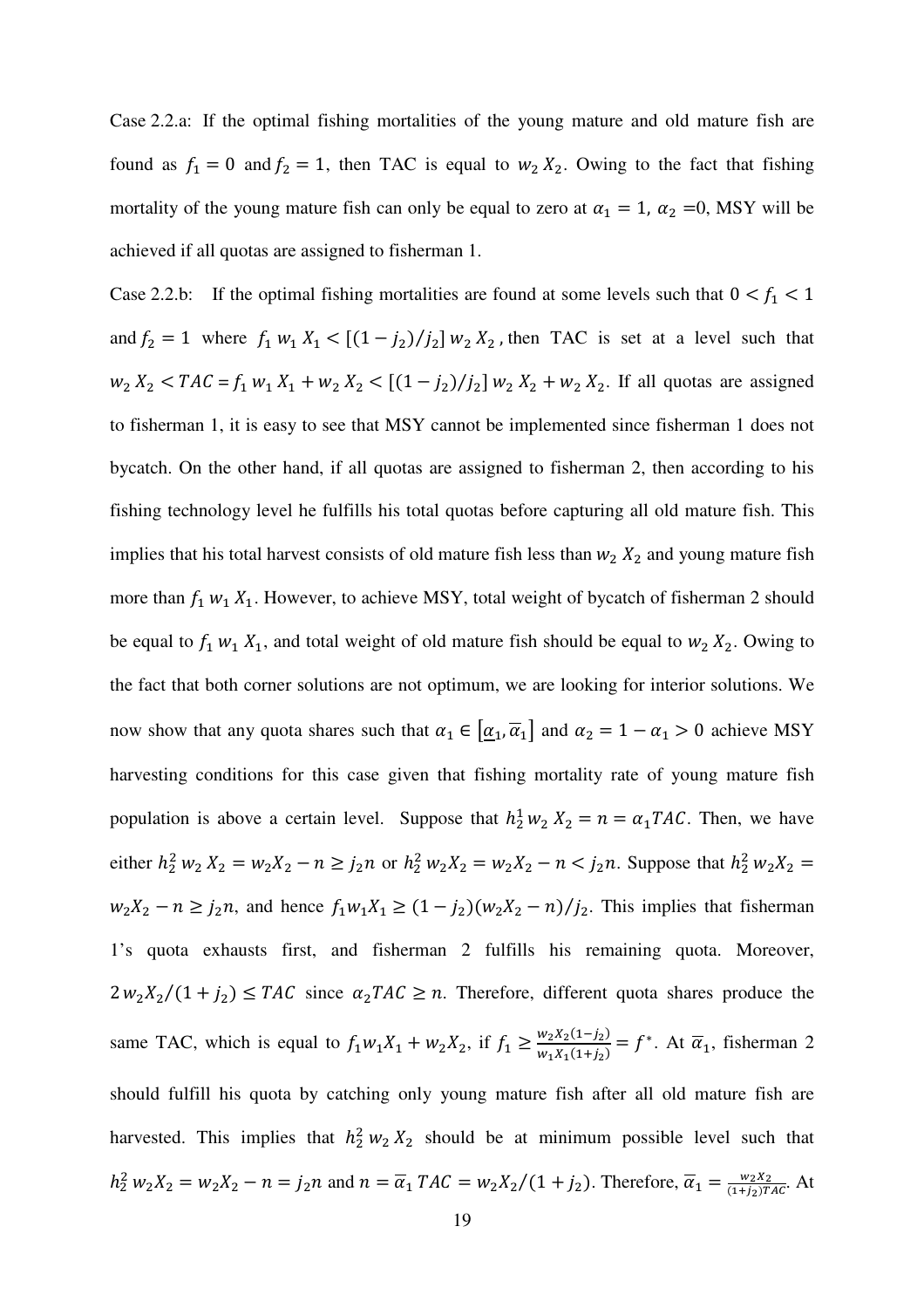Case 2.2.a: If the optimal fishing mortalities of the young mature and old mature fish are found as $f_1 = 0$ and $f_2 = 1$, then TAC is equal to $w_2 X_2$. Owing to the fact that fishing mortality of the young mature fish can only be equal to zero at $\alpha_1 = 1$, $\alpha_2 = 0$, MSY will be achieved if all quotas are assigned to fisherman 1.

Case 2.2.b: If the optimal fishing mortalities are found at some levels such that $0 < f_1 < 1$ and $f_2 = 1$ where $f_1 w_1 X_1 < [(1 - j_2)/j_2] w_2 X_2$, then TAC is set at a level such that $w_2 X_2 < TAC = f_1 w_1 X_1 + w_2 X_2 < [(1 - j_2)/j_2] w_2 X_2 + w_2 X_2$. If all quotas are assigned to fisherman 1, it is easy to see that MSY cannot be implemented since fisherman 1 does not bycatch. On the other hand, if all quotas are assigned to fisherman 2, then according to his fishing technology level he fulfills his total quotas before capturing all old mature fish. This implies that his total harvest consists of old mature fish less than $w_2 X_2$ and young mature fish more than $f_1 w_1 X_1$. However, to achieve MSY, total weight of bycatch of fisherman 2 should be equal to $f_1 w_1 X_1$, and total weight of old mature fish should be equal to $w_2 X_2$. Owing to the fact that both corner solutions are not optimum, we are looking for interior solutions. We now show that any quota shares such that $\alpha_1 \in [\underline{\alpha}_1, \overline{\alpha}_1]$ and $\alpha_2 = 1 - \alpha_1 > 0$ achieve MSY harvesting conditions for this case given that fishing mortality rate of young mature fish population is above a certain level. Suppose that $h_2^1 w_2 X_2 = n = \alpha_1 TAC$. Then, we have either $h_2^2 w_2 X_2 = w_2 X_2 - n \geq j_2 n$ or $h_2^2 w_2 X_2 = w_2 X_2 - n < j_2 n$. Suppose that $h_2^2 w_2 X_2 = w_2 X_2 - n \geq j_2 n$, and hence $f_1 w_1 X_1 \geq (1 - j_2)(w_2 X_2 - n)/j_2$. This implies that fisherman 1's quota exhausts first, and fisherman 2 fulfills his remaining quota. Moreover, $2 w_2 X_2/(1 + j_2) \leq TAC$ since $\alpha_2 TAC \geq n$. Therefore, different quota shares produce the same TAC, which is equal to $f_1 w_1 X_1 + w_2 X_2$, if $f_1 \geq \frac{w_2 X_2 (1 - j_2)}{w_1 X_1 (1 + j_2)} = f^*$. At $\overline{\alpha}_1$, fisherman 2 should fulfill his quota by catching only young mature fish after all old mature fish are harvested. This implies that $h_2^2 w_2 X_2$ should be at minimum possible level such that $h_2^2 w_2 X_2 = w_2 X_2 - n = j_2 n$ and $n = \overline{\alpha}_1 TAC = w_2 X_2/(1 + j_2)$. Therefore, $\overline{\alpha}_1 = \frac{w_2 X_2}{(1 + j_2) TAC}$. At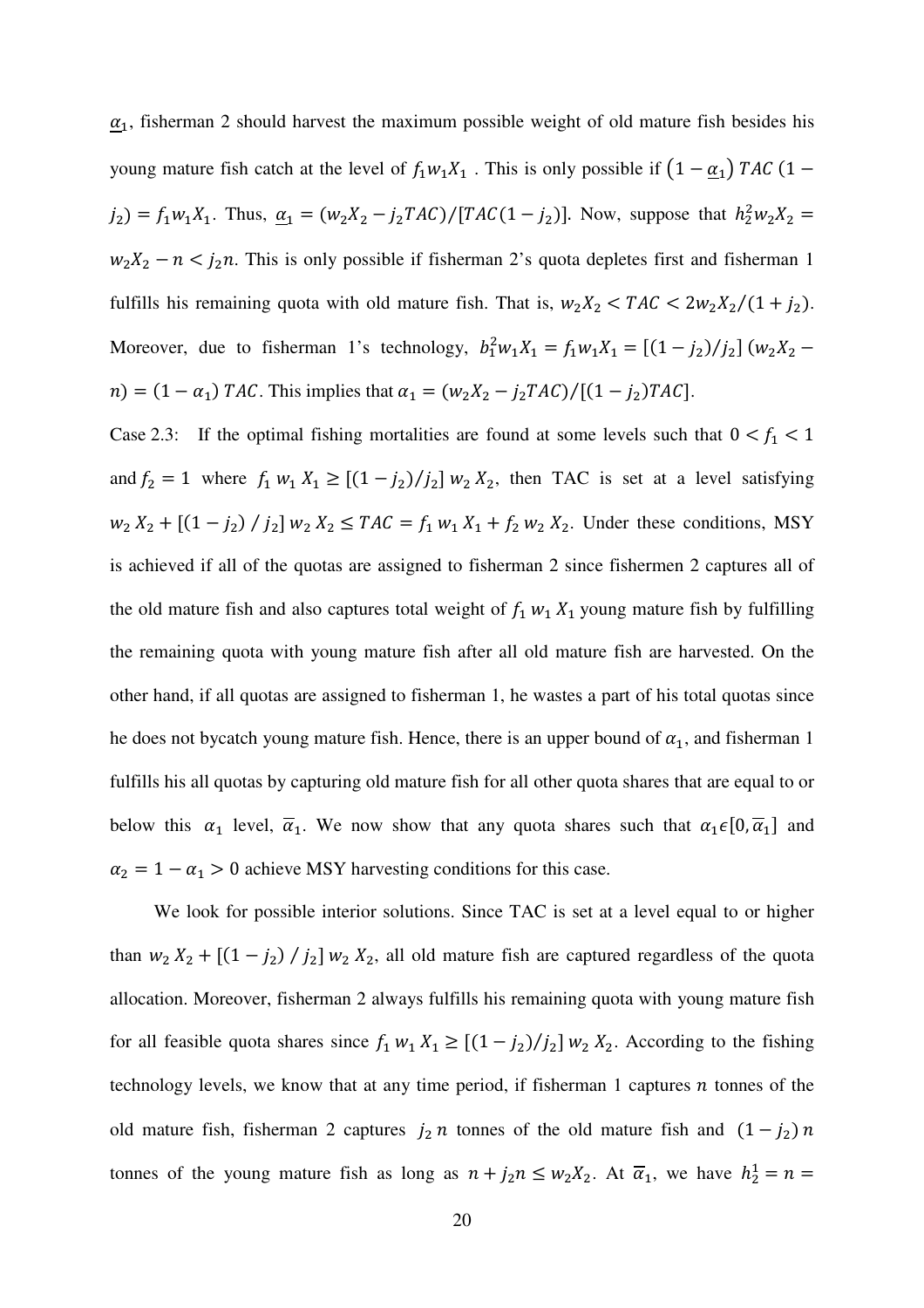$\underline{\alpha}_1$, fisherman 2 should harvest the maximum possible weight of old mature fish besides his young mature fish catch at the level of $f_1 w_1 X_1$ . This is only possible if $(1-\underline{\alpha}_1)\,TAC\,(1-j_2) = f_1 w_1 X_1$. Thus, $\underline{\alpha}_1 = (w_2 X_2 - j_2 TAC)/[TAC(1-j_2)]$. Now, suppose that $h_2^2 w_2 X_2 = w_2 X_2 - n < j_2 n$. This is only possible if fisherman 2's quota depletes first and fisherman 1 fulfills his remaining quota with old mature fish. That is, $w_2 X_2 < TAC < 2 w_2 X_2/(1+j_2)$. Moreover, due to fisherman 1's technology, $b_1^2 w_1 X_1 = f_1 w_1 X_1 = [(1-j_2)/j_2]\,(w_2 X_2 - n) = (1-\alpha_1)\,TAC$. This implies that $\alpha_1 = (w_2 X_2 - j_2 TAC)/[(1-j_2)TAC]$.

Case 2.3: If the optimal fishing mortalities are found at some levels such that $0 < f_1 < 1$ and $f_2 = 1$ where $f_1\, w_1\, X_1 \geq [(1-j_2)/j_2]\, w_2\, X_2$, then TAC is set at a level satisfying $w_2\, X_2 + [(1-j_2)\,/\,j_2]\, w_2\, X_2 \leq TAC = f_1\, w_1\, X_1 + f_2\, w_2\, X_2$. Under these conditions, MSY is achieved if all of the quotas are assigned to fisherman 2 since fishermen 2 captures all of the old mature fish and also captures total weight of $f_1\, w_1\, X_1$ young mature fish by fulfilling the remaining quota with young mature fish after all old mature fish are harvested. On the other hand, if all quotas are assigned to fisherman 1, he wastes a part of his total quotas since he does not bycatch young mature fish. Hence, there is an upper bound of $\alpha_1$, and fisherman 1 fulfills his all quotas by capturing old mature fish for all other quota shares that are equal to or below this $\alpha_1$ level, $\overline{\alpha}_1$. We now show that any quota shares such that $\alpha_1 \epsilon [0, \overline{\alpha}_1]$ and $\alpha_2 = 1 - \alpha_1 > 0$ achieve MSY harvesting conditions for this case.

We look for possible interior solutions. Since TAC is set at a level equal to or higher than $w_2\, X_2 + [(1-j_2)\,/\,j_2]\, w_2\, X_2$, all old mature fish are captured regardless of the quota allocation. Moreover, fisherman 2 always fulfills his remaining quota with young mature fish for all feasible quota shares since $f_1\, w_1\, X_1 \geq [(1-j_2)/j_2]\, w_2\, X_2$. According to the fishing technology levels, we know that at any time period, if fisherman 1 captures $n$ tonnes of the old mature fish, fisherman 2 captures $j_2\, n$ tonnes of the old mature fish and $(1-j_2)\, n$ tonnes of the young mature fish as long as $n + j_2 n \leq w_2 X_2$. At $\overline{\alpha}_1$, we have $h_2^1 = n =$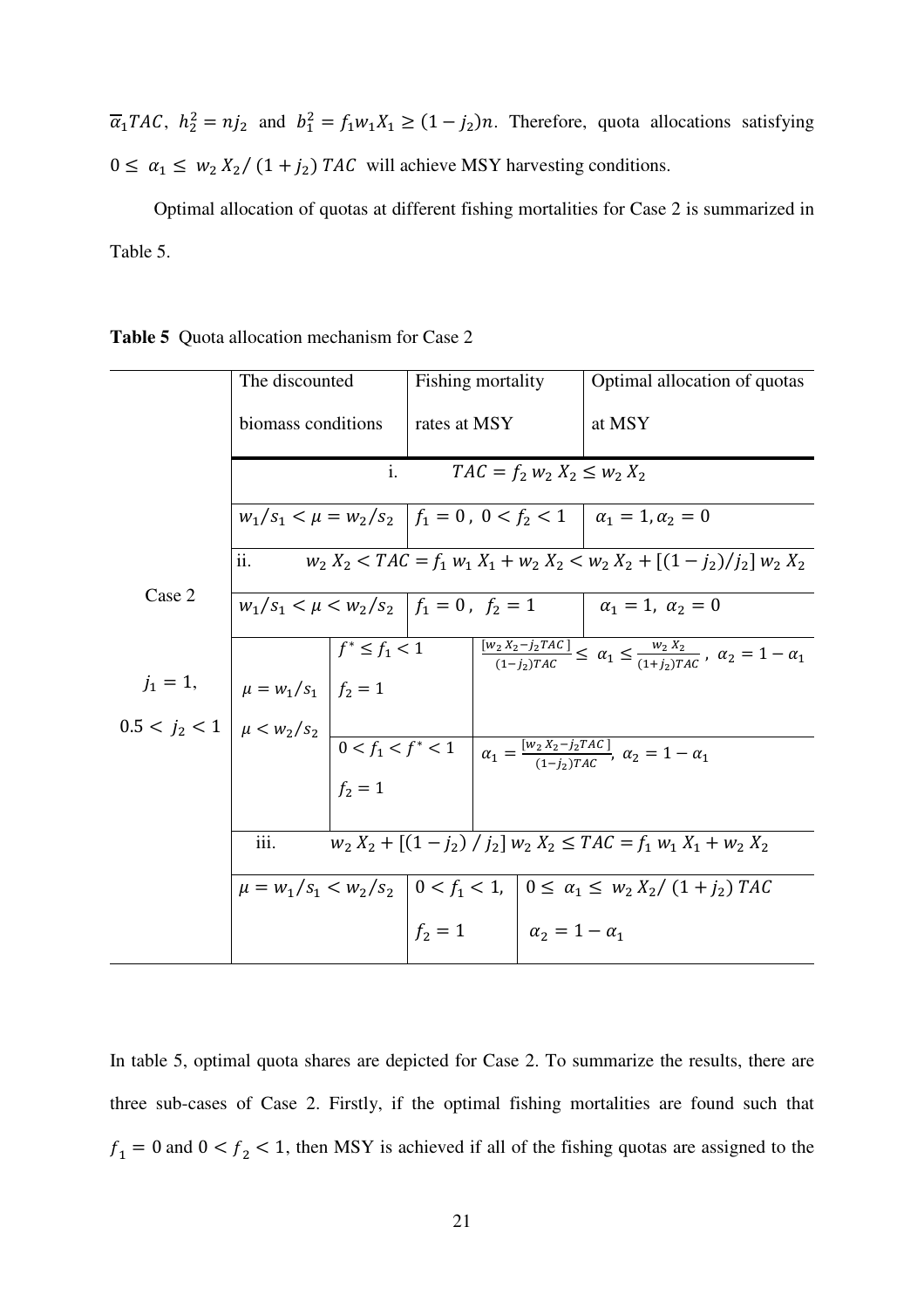$\overline{\alpha}_1 TAC$, $h_2^2 = nj_2$ and $b_1^2 = f_1 w_1 X_1 \geq (1 - j_2)n$. Therefore, quota allocations satisfying $0 \leq \alpha_1 \leq w_2 X_2 / (1 + j_2)\, TAC$ will achieve MSY harvesting conditions.

Optimal allocation of quotas at different fishing mortalities for Case 2 is summarized in Table 5.

**Table 5** Quota allocation mechanism for Case 2

| | The discounted biomass conditions | Fishing mortality rates at MSY | Optimal allocation of quotas at MSY |
|---|---|---|---|
| Case 2 | i. $TAC = f_2\, w_2\, X_2 \leq w_2\, X_2$ | | |
| | $w_1/s_1 < \mu = w_2/s_2$ | $f_1 = 0$, $0 < f_2 < 1$ | $\alpha_1 = 1, \alpha_2 = 0$ |
| | ii. $w_2\, X_2 < TAC = f_1\, w_1\, X_1 + w_2\, X_2 < w_2\, X_2 + [(1 - j_2)/j_2]\, w_2\, X_2$ | | |
| $j_1 = 1$, | $w_1/s_1 < \mu < w_2/s_2$ | $f_1 = 0$, $f_2 = 1$ | $\alpha_1 = 1$, $\alpha_2 = 0$ |
| $0.5 < j_2 < 1$ | $\mu = w_1/s_1$, $\mu < w_2/s_2$ | $f^* \leq f_1 < 1$, $f_2 = 1$ | $\frac{[w_2\, X_2 - j_2 TAC\,]}{(1 - j_2)TAC} \leq \alpha_1 \leq \frac{w_2\, X_2}{(1 + j_2)TAC}$, $\alpha_2 = 1 - \alpha_1$ |
| | | $0 < f_1 < f^* < 1$, $f_2 = 1$ | $\alpha_1 = \frac{[w_2\, X_2 - j_2 TAC\,]}{(1 - j_2)TAC}$, $\alpha_2 = 1 - \alpha_1$ |
| | iii. $w_2\, X_2 + [(1 - j_2)\, /\, j_2]\, w_2\, X_2 \leq TAC = f_1\, w_1\, X_1 + w_2\, X_2$ | | |
| | $\mu = w_1/s_1 < w_2/s_2$ | $0 < f_1 < 1$, $f_2 = 1$ | $0 \leq \alpha_1 \leq w_2\, X_2 / (1 + j_2)\, TAC$, $\alpha_2 = 1 - \alpha_1$ |

In table 5, optimal quota shares are depicted for Case 2. To summarize the results, there are three sub-cases of Case 2. Firstly, if the optimal fishing mortalities are found such that $f_1 = 0$ and $0 < f_2 < 1$, then MSY is achieved if all of the fishing quotas are assigned to the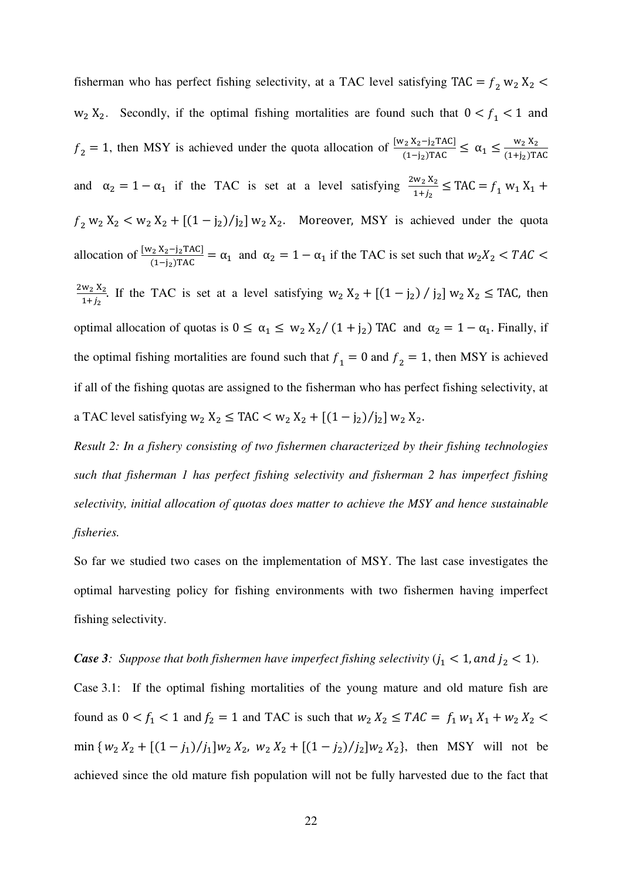fisherman who has perfect fishing selectivity, at a TAC level satisfying $\text{TAC} = f_2\, \text{w}_2\, \text{X}_2 < \text{w}_2\, \text{X}_2$. Secondly, if the optimal fishing mortalities are found such that $0 < f_1 < 1$ and $f_2 = 1$, then MSY is achieved under the quota allocation of $\frac{[\text{w}_2\, \text{X}_2 - \text{j}_2 \text{TAC}]}{(1-\text{j}_2)\text{TAC}} \leq\ \alpha_1 \leq \frac{\text{w}_2\, \text{X}_2}{(1+\text{j}_2)\text{TAC}}$ and $\alpha_2 = 1 - \alpha_1$ if the TAC is set at a level satisfying $\frac{2\text{w}_2\, \text{X}_2}{1+j_2} \leq \text{TAC} = f_1\, \text{w}_1\, \text{X}_1 + f_2\, \text{w}_2\, \text{X}_2 < \text{w}_2\, \text{X}_2 + [(1-\text{j}_2)/\text{j}_2]\, \text{w}_2\, \text{X}_2$. Moreover, MSY is achieved under the quota allocation of $\frac{[\text{w}_2\, \text{X}_2 - \text{j}_2 \text{TAC}]}{(1-\text{j}_2)\text{TAC}} = \alpha_1$ and $\alpha_2 = 1 - \alpha_1$ if the TAC is set such that $w_2 X_2 < TAC < \frac{2\text{w}_2\, \text{X}_2}{1+j_2}$. If the TAC is set at a level satisfying $\text{w}_2\, \text{X}_2 + [(1-\text{j}_2)\,/\,\text{j}_2]\, \text{w}_2\, \text{X}_2 \leq \text{TAC}$, then optimal allocation of quotas is $0 \leq\ \alpha_1 \leq\ \text{w}_2\, \text{X}_2 /\ (1+\text{j}_2)\ \text{TAC}$ and $\alpha_2 = 1 - \alpha_1$. Finally, if the optimal fishing mortalities are found such that $f_1 = 0$ and $f_2 = 1$, then MSY is achieved if all of the fishing quotas are assigned to the fisherman who has perfect fishing selectivity, at a TAC level satisfying $\text{w}_2\, \text{X}_2 \leq \text{TAC} < \text{w}_2\, \text{X}_2 + [(1-\text{j}_2)/\text{j}_2]\, \text{w}_2\, \text{X}_2$.

*Result 2: In a fishery consisting of two fishermen characterized by their fishing technologies such that fisherman 1 has perfect fishing selectivity and fisherman 2 has imperfect fishing selectivity, initial allocation of quotas does matter to achieve the MSY and hence sustainable fisheries.*

So far we studied two cases on the implementation of MSY. The last case investigates the optimal harvesting policy for fishing environments with two fishermen having imperfect fishing selectivity.

***Case 3****: Suppose that both fishermen have imperfect fishing selectivity* ($j_1 < 1, and\ j_2 < 1$).

Case 3.1: If the optimal fishing mortalities of the young mature and old mature fish are found as $0 < f_1 < 1$ and $f_2 = 1$ and TAC is such that $w_2\, X_2 \leq TAC =\ f_1\, w_1\, X_1 + w_2\, X_2 < \min\{\, w_2\, X_2 + [(1-j_1)/j_1] w_2\, X_2,\ w_2\, X_2 + [(1-j_2)/j_2] w_2\, X_2\}$, then MSY will not be achieved since the old mature fish population will not be fully harvested due to the fact that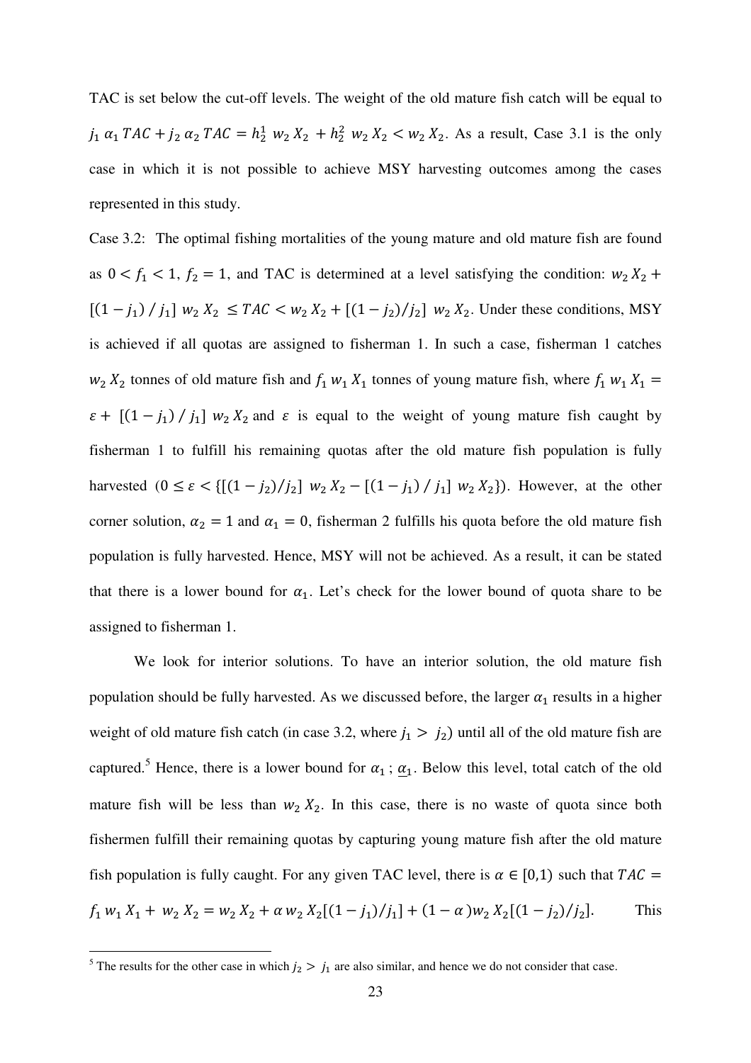TAC is set below the cut-off levels. The weight of the old mature fish catch will be equal to $j_1\, \alpha_1\, TAC + j_2\, \alpha_2\, TAC = h_2^1\; w_2\, X_2\; + h_2^2\; w_2\, X_2 < w_2\, X_2$. As a result, Case 3.1 is the only case in which it is not possible to achieve MSY harvesting outcomes among the cases represented in this study.

Case 3.2: The optimal fishing mortalities of the young mature and old mature fish are found as $0 < f_1 < 1$, $f_2 = 1$, and TAC is determined at a level satisfying the condition: $w_2\, X_2 + [(1 - j_1)\, /\, j_1]\; w_2\, X_2\; \leq TAC < w_2\, X_2 + [(1 - j_2)/j_2]\; w_2\, X_2$. Under these conditions, MSY is achieved if all quotas are assigned to fisherman 1. In such a case, fisherman 1 catches $w_2\, X_2$ tonnes of old mature fish and $f_1\, w_1\, X_1$ tonnes of young mature fish, where $f_1\, w_1\, X_1 = \varepsilon +\; [(1 - j_1)\, /\, j_1]\; w_2\, X_2$ and $\varepsilon$ is equal to the weight of young mature fish caught by fisherman 1 to fulfill his remaining quotas after the old mature fish population is fully harvested ($0 \leq \varepsilon < \{[(1 - j_2)/j_2]\; w_2\, X_2 - [(1 - j_1)\, /\, j_1]\; w_2\, X_2\}$). However, at the other corner solution, $\alpha_2 = 1$ and $\alpha_1 = 0$, fisherman 2 fulfills his quota before the old mature fish population is fully harvested. Hence, MSY will not be achieved. As a result, it can be stated that there is a lower bound for $\alpha_1$. Let's check for the lower bound of quota share to be assigned to fisherman 1.

We look for interior solutions. To have an interior solution, the old mature fish population should be fully harvested. As we discussed before, the larger $\alpha_1$ results in a higher weight of old mature fish catch (in case 3.2, where $j_1 >\; j_2$) until all of the old mature fish are captured.[5] Hence, there is a lower bound for $\alpha_1$ ; $\underline{\alpha_1}$. Below this level, total catch of the old mature fish will be less than $w_2\, X_2$. In this case, there is no waste of quota since both fishermen fulfill their remaining quotas by capturing young mature fish after the old mature fish population is fully caught. For any given TAC level, there is $\alpha \in [0,1)$ such that $TAC = f_1\, w_1\, X_1 +\; w_2\, X_2 = w_2\, X_2 + \alpha\, w_2\, X_2[(1 - j_1)/j_1] + (1 - \alpha\,)w_2\, X_2[(1 - j_2)/j_2]$. This

[5] The results for the other case in which $j_2 >\; j_1$ are also similar, and hence we do not consider that case.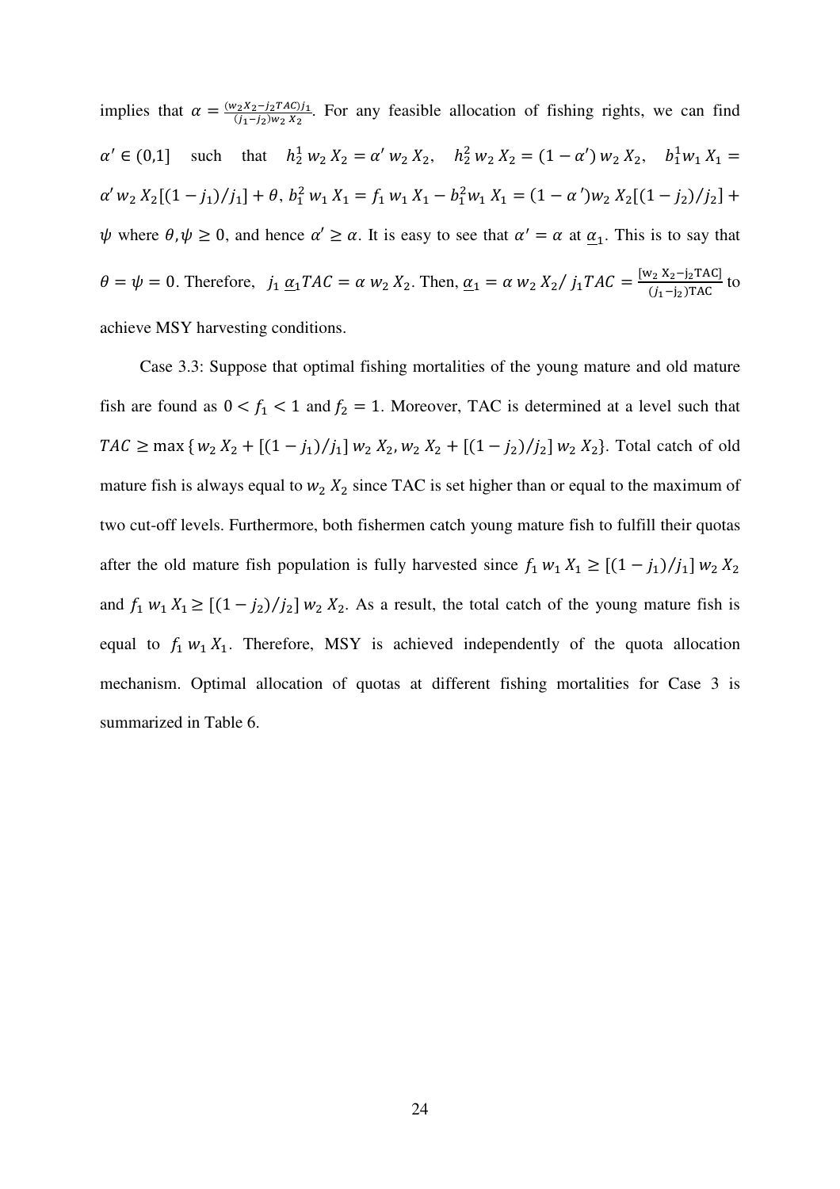implies that $\alpha = \frac{(w_2 X_2 - j_2 TAC) j_1}{(j_1 - j_2) w_2 X_2}$. For any feasible allocation of fishing rights, we can find $\alpha' \in (0,1]$ such that $h_2^1 w_2 X_2 = \alpha' w_2 X_2$, $h_2^2 w_2 X_2 = (1 - \alpha') w_2 X_2$, $b_1^1 w_1 X_1 = \alpha' w_2 X_2 [(1 - j_1)/j_1] + \theta$, $b_1^2 w_1 X_1 = f_1 w_1 X_1 - b_1^2 w_1 X_1 = (1 - \alpha') w_2 X_2 [(1 - j_2)/j_2] + \psi$ where $\theta, \psi \geq 0$, and hence $\alpha' \geq \alpha$. It is easy to see that $\alpha' = \alpha$ at $\underline{\alpha}_1$. This is to say that $\theta = \psi = 0$. Therefore, $j_1 \underline{\alpha}_1 TAC = \alpha w_2 X_2$. Then, $\underline{\alpha}_1 = \alpha w_2 X_2 / j_1 TAC = \frac{[w_2 X_2 - j_2 TAC]}{(j_1 - j_2) TAC}$ to achieve MSY harvesting conditions.

Case 3.3: Suppose that optimal fishing mortalities of the young mature and old mature fish are found as $0 < f_1 < 1$ and $f_2 = 1$. Moreover, TAC is determined at a level such that $TAC \geq \max\{w_2 X_2 + [(1 - j_1)/j_1] w_2 X_2, w_2 X_2 + [(1 - j_2)/j_2] w_2 X_2\}$. Total catch of old mature fish is always equal to $w_2 X_2$ since TAC is set higher than or equal to the maximum of two cut-off levels. Furthermore, both fishermen catch young mature fish to fulfill their quotas after the old mature fish population is fully harvested since $f_1 w_1 X_1 \geq [(1 - j_1)/j_1] w_2 X_2$ and $f_1 w_1 X_1 \geq [(1 - j_2)/j_2] w_2 X_2$. As a result, the total catch of the young mature fish is equal to $f_1 w_1 X_1$. Therefore, MSY is achieved independently of the quota allocation mechanism. Optimal allocation of quotas at different fishing mortalities for Case 3 is summarized in Table 6.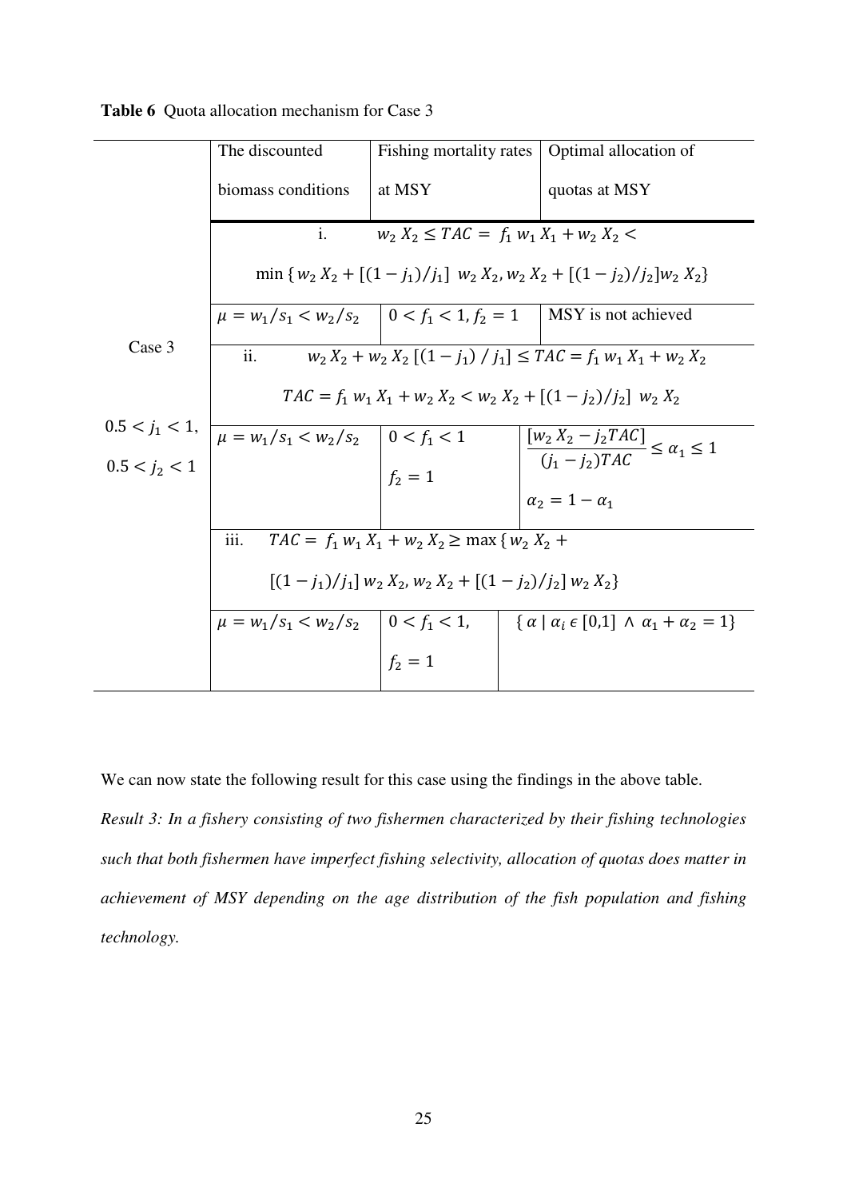**Table 6** Quota allocation mechanism for Case 3

| | The discounted biomass conditions | Fishing mortality rates at MSY | Optimal allocation of quotas at MSY |
|---|---|---|---|
| Case 3 | i. $w_2 X_2 \leq TAC = f_1 w_1 X_1 + w_2 X_2 <$ $\min \{ w_2 X_2 + [(1-j_1)/j_1]\ w_2 X_2, w_2 X_2 + [(1-j_2)/j_2] w_2 X_2 \}$ | | |
| | $\mu = w_1/s_1 < w_2/s_2$ | $0 < f_1 < 1, f_2 = 1$ | MSY is not achieved |
| $0.5 < j_1 < 1,$ $0.5 < j_2 < 1$ | ii. $w_2 X_2 + w_2 X_2 [(1-j_1)/j_1] \leq TAC = f_1 w_1 X_1 + w_2 X_2$ $TAC = f_1 w_1 X_1 + w_2 X_2 < w_2 X_2 + [(1-j_2)/j_2]\ w_2 X_2$ | | |
| | $\mu = w_1/s_1 < w_2/s_2$ | $0 < f_1 < 1$ $f_2 = 1$ | $\frac{[w_2 X_2 - j_2 TAC]}{(j_1 - j_2) TAC} \leq \alpha_1 \leq 1$ $\alpha_2 = 1 - \alpha_1$ |
| | iii. $TAC = f_1 w_1 X_1 + w_2 X_2 \geq \max \{ w_2 X_2 +$ $[(1-j_1)/j_1]\, w_2 X_2, w_2 X_2 + [(1-j_2)/j_2]\, w_2 X_2 \}$ | | |
| | $\mu = w_1/s_1 < w_2/s_2$ | $0 < f_1 < 1,$ $f_2 = 1$ | $\{ \alpha \mid \alpha_i \in [0,1] \wedge \alpha_1 + \alpha_2 = 1 \}$ |

We can now state the following result for this case using the findings in the above table.

*Result 3: In a fishery consisting of two fishermen characterized by their fishing technologies such that both fishermen have imperfect fishing selectivity, allocation of quotas does matter in achievement of MSY depending on the age distribution of the fish population and fishing technology.*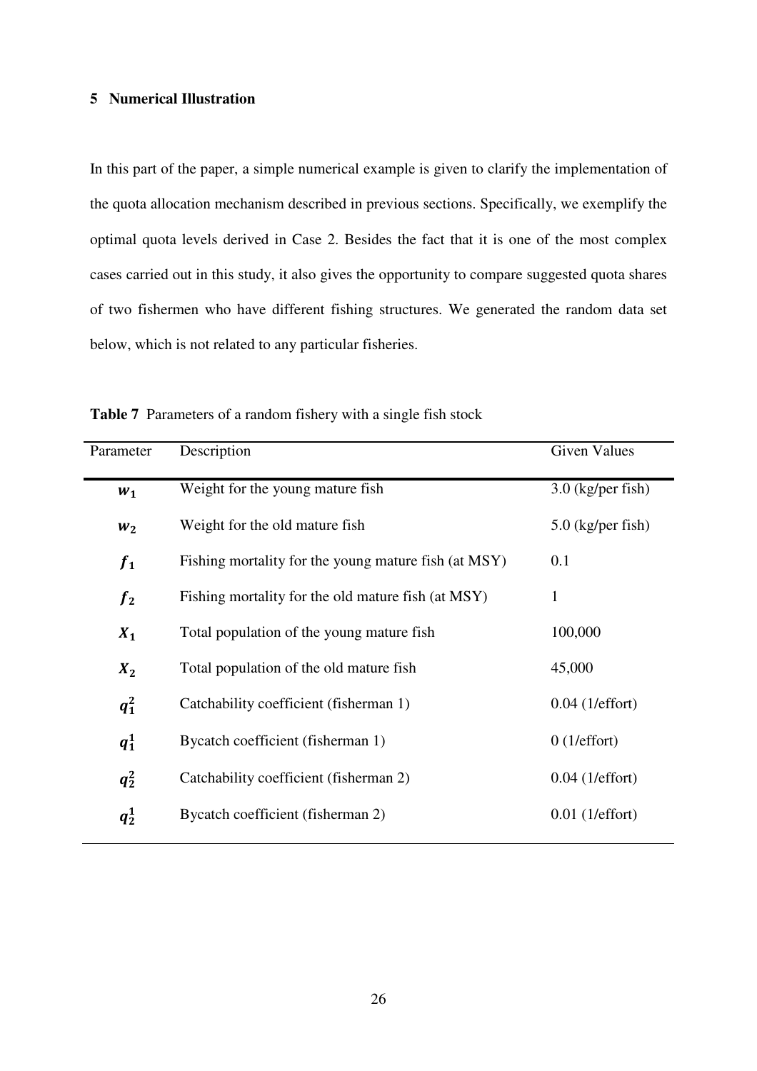## 5 Numerical Illustration

In this part of the paper, a simple numerical example is given to clarify the implementation of the quota allocation mechanism described in previous sections. Specifically, we exemplify the optimal quota levels derived in Case 2. Besides the fact that it is one of the most complex cases carried out in this study, it also gives the opportunity to compare suggested quota shares of two fishermen who have different fishing structures. We generated the random data set below, which is not related to any particular fisheries.

**Table 7** Parameters of a random fishery with a single fish stock

| Parameter | Description | Given Values |
|---|---|---|
| $w_1$ | Weight for the young mature fish | 3.0 (kg/per fish) |
| $w_2$ | Weight for the old mature fish | 5.0 (kg/per fish) |
| $f_1$ | Fishing mortality for the young mature fish (at MSY) | 0.1 |
| $f_2$ | Fishing mortality for the old mature fish (at MSY) | 1 |
| $X_1$ | Total population of the young mature fish | 100,000 |
| $X_2$ | Total population of the old mature fish | 45,000 |
| $q_1^2$ | Catchability coefficient (fisherman 1) | 0.04 (1/effort) |
| $q_1^1$ | Bycatch coefficient (fisherman 1) | 0 (1/effort) |
| $q_2^2$ | Catchability coefficient (fisherman 2) | 0.04 (1/effort) |
| $q_2^1$ | Bycatch coefficient (fisherman 2) | 0.01 (1/effort) |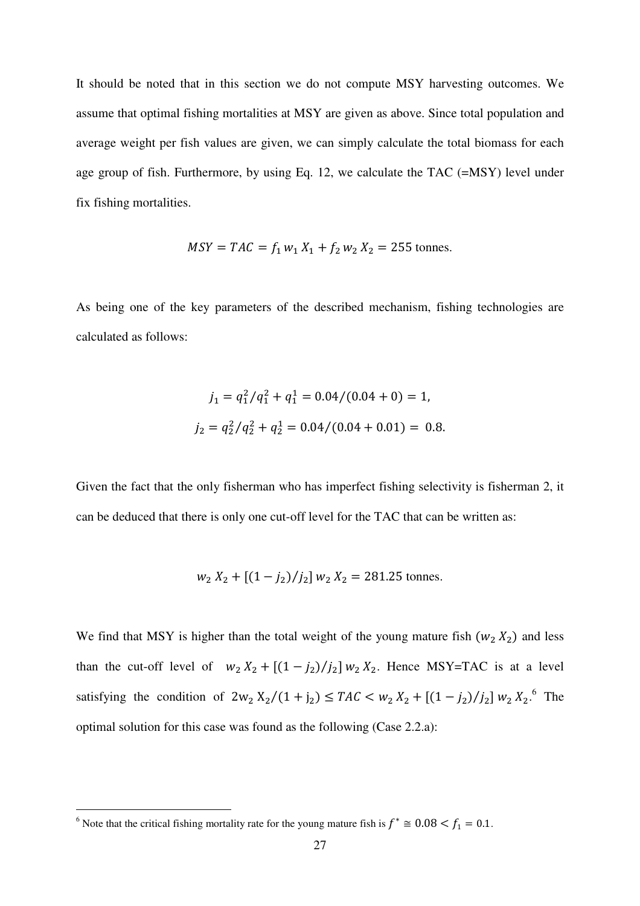It should be noted that in this section we do not compute MSY harvesting outcomes. We assume that optimal fishing mortalities at MSY are given as above. Since total population and average weight per fish values are given, we can simply calculate the total biomass for each age group of fish. Furthermore, by using Eq. 12, we calculate the TAC (=MSY) level under fix fishing mortalities.

$$MSY = TAC = f_1\, w_1\, X_1 + f_2\, w_2\, X_2 = 255 \text{ tonnes.}$$

As being one of the key parameters of the described mechanism, fishing technologies are calculated as follows:

$$j_1 = q_1^2/q_1^2 + q_1^1 = 0.04/(0.04+0) = 1,$$

$$j_2 = q_2^2/q_2^2 + q_2^1 = 0.04/(0.04+0.01) = \ 0.8.$$

Given the fact that the only fisherman who has imperfect fishing selectivity is fisherman 2, it can be deduced that there is only one cut-off level for the TAC that can be written as:

$$w_2\, X_2 + [(1-j_2)/j_2]\, w_2\, X_2 = 281.25 \text{ tonnes.}$$

We find that MSY is higher than the total weight of the young mature fish ($w_2\, X_2$) and less than the cut-off level of $w_2\, X_2 + [(1-j_2)/j_2]\, w_2\, X_2$. Hence MSY=TAC is at a level satisfying the condition of $2 w_2\, X_2/(1+j_2) \leq TAC < w_2\, X_2 + [(1-j_2)/j_2]\, w_2\, X_2$.[6] The optimal solution for this case was found as the following (Case 2.2.a):

[6] Note that the critical fishing mortality rate for the young mature fish is $f^* \cong 0.08 < f_1 = 0.1$.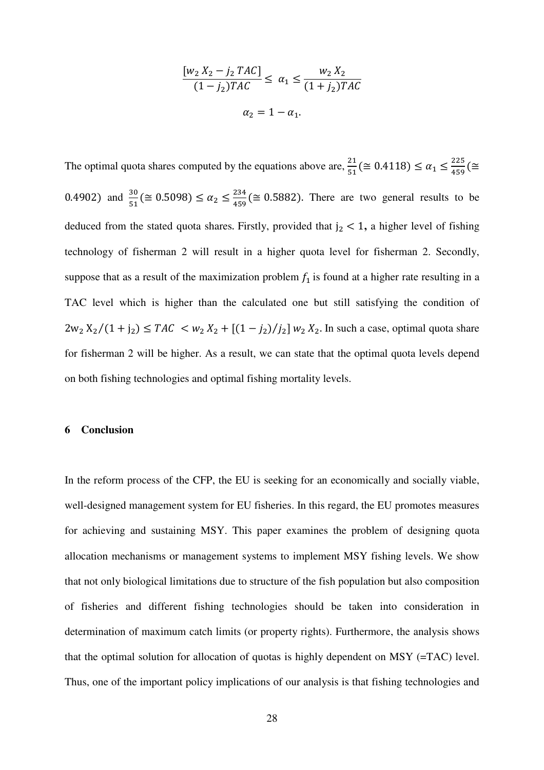$$\frac{[w_2 X_2 - j_2 TAC]}{(1-j_2)TAC} \leq \alpha_1 \leq \frac{w_2 X_2}{(1+j_2)TAC}$$

$$\alpha_2 = 1 - \alpha_1.$$

The optimal quota shares computed by the equations above are, $\frac{21}{51}(\cong 0.4118) \leq \alpha_1 \leq \frac{225}{459}(\cong 0.4902)$ and $\frac{30}{51}(\cong 0.5098) \leq \alpha_2 \leq \frac{234}{459}(\cong 0.5882)$. There are two general results to be deduced from the stated quota shares. Firstly, provided that $j_2 < 1$, a higher level of fishing technology of fisherman 2 will result in a higher quota level for fisherman 2. Secondly, suppose that as a result of the maximization problem $f_1$ is found at a higher rate resulting in a TAC level which is higher than the calculated one but still satisfying the condition of $2w_2 X_2/(1+j_2) \leq TAC < w_2 X_2 + [(1-j_2)/j_2]\, w_2 X_2$. In such a case, optimal quota share for fisherman 2 will be higher. As a result, we can state that the optimal quota levels depend on both fishing technologies and optimal fishing mortality levels.

## 6 Conclusion

In the reform process of the CFP, the EU is seeking for an economically and socially viable, well-designed management system for EU fisheries. In this regard, the EU promotes measures for achieving and sustaining MSY. This paper examines the problem of designing quota allocation mechanisms or management systems to implement MSY fishing levels. We show that not only biological limitations due to structure of the fish population but also composition of fisheries and different fishing technologies should be taken into consideration in determination of maximum catch limits (or property rights). Furthermore, the analysis shows that the optimal solution for allocation of quotas is highly dependent on MSY (=TAC) level. Thus, one of the important policy implications of our analysis is that fishing technologies and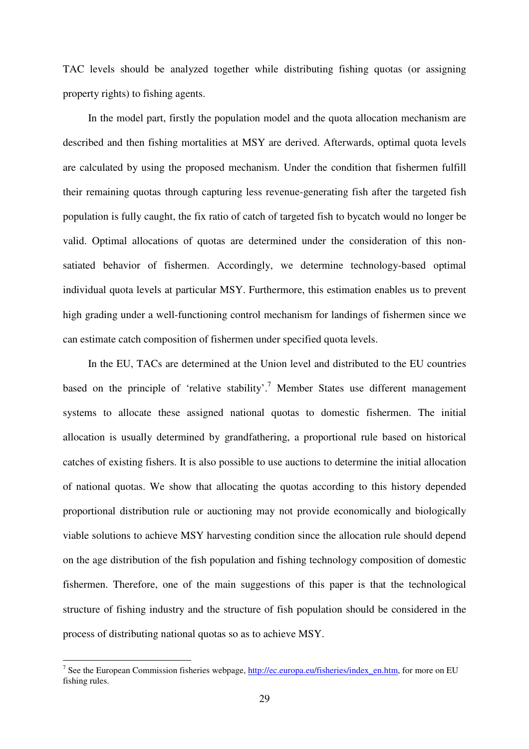TAC levels should be analyzed together while distributing fishing quotas (or assigning property rights) to fishing agents.

In the model part, firstly the population model and the quota allocation mechanism are described and then fishing mortalities at MSY are derived. Afterwards, optimal quota levels are calculated by using the proposed mechanism. Under the condition that fishermen fulfill their remaining quotas through capturing less revenue-generating fish after the targeted fish population is fully caught, the fix ratio of catch of targeted fish to bycatch would no longer be valid. Optimal allocations of quotas are determined under the consideration of this non-satiated behavior of fishermen. Accordingly, we determine technology-based optimal individual quota levels at particular MSY. Furthermore, this estimation enables us to prevent high grading under a well-functioning control mechanism for landings of fishermen since we can estimate catch composition of fishermen under specified quota levels.

In the EU, TACs are determined at the Union level and distributed to the EU countries based on the principle of 'relative stability'.[7] Member States use different management systems to allocate these assigned national quotas to domestic fishermen. The initial allocation is usually determined by grandfathering, a proportional rule based on historical catches of existing fishers. It is also possible to use auctions to determine the initial allocation of national quotas. We show that allocating the quotas according to this history depended proportional distribution rule or auctioning may not provide economically and biologically viable solutions to achieve MSY harvesting condition since the allocation rule should depend on the age distribution of the fish population and fishing technology composition of domestic fishermen. Therefore, one of the main suggestions of this paper is that the technological structure of fishing industry and the structure of fish population should be considered in the process of distributing national quotas so as to achieve MSY.

---

[7] See the European Commission fisheries webpage, http://ec.europa.eu/fisheries/index_en.htm, for more on EU fishing rules.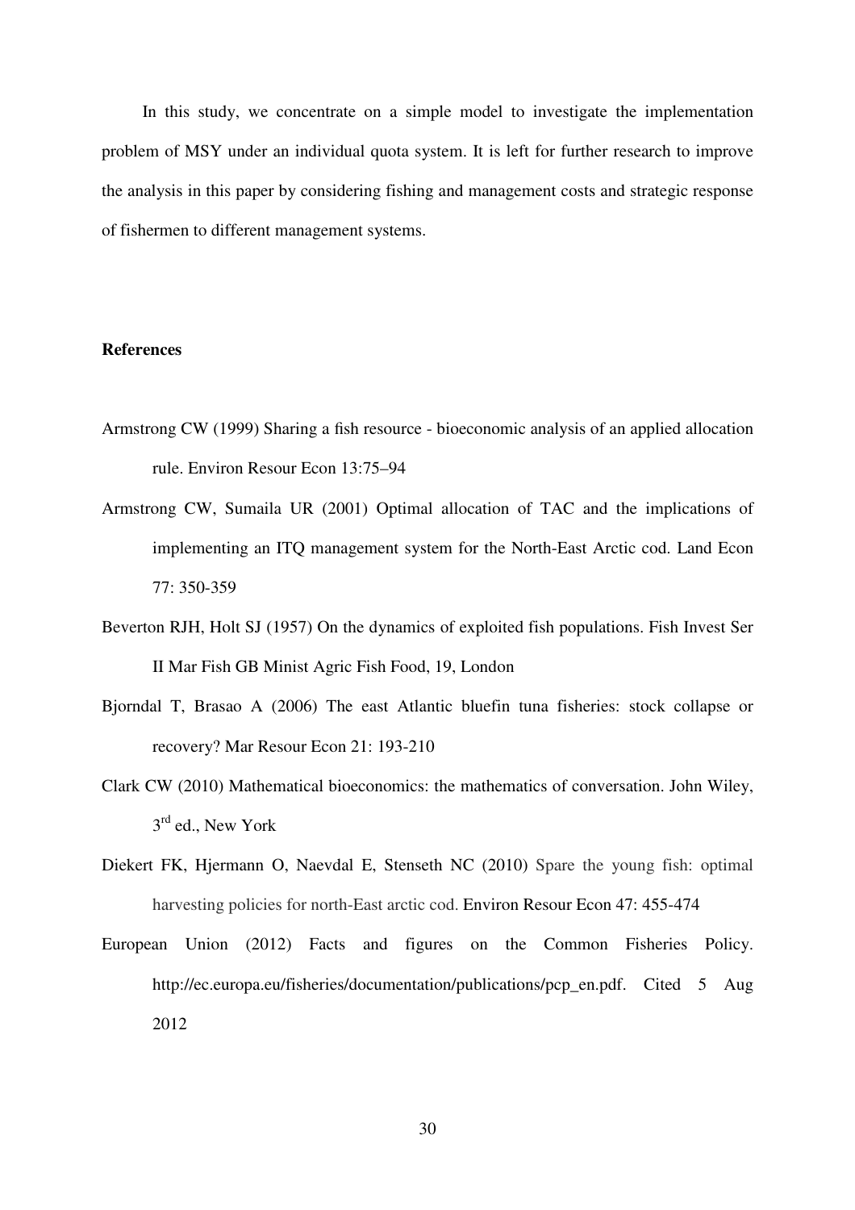In this study, we concentrate on a simple model to investigate the implementation problem of MSY under an individual quota system. It is left for further research to improve the analysis in this paper by considering fishing and management costs and strategic response of fishermen to different management systems.

## References

Armstrong CW (1999) Sharing a fish resource - bioeconomic analysis of an applied allocation rule. Environ Resour Econ 13:75–94

Armstrong CW, Sumaila UR (2001) Optimal allocation of TAC and the implications of implementing an ITQ management system for the North-East Arctic cod. Land Econ 77: 350-359

Beverton RJH, Holt SJ (1957) On the dynamics of exploited fish populations. Fish Invest Ser II Mar Fish GB Minist Agric Fish Food, 19, London

Bjorndal T, Brasao A (2006) The east Atlantic bluefin tuna fisheries: stock collapse or recovery? Mar Resour Econ 21: 193-210

Clark CW (2010) Mathematical bioeconomics: the mathematics of conversation. John Wiley, 3rd ed., New York

Diekert FK, Hjermann O, Naevdal E, Stenseth NC (2010) Spare the young fish: optimal harvesting policies for north-East arctic cod. Environ Resour Econ 47: 455-474

European Union (2012) Facts and figures on the Common Fisheries Policy. http://ec.europa.eu/fisheries/documentation/publications/pcp_en.pdf. Cited 5 Aug 2012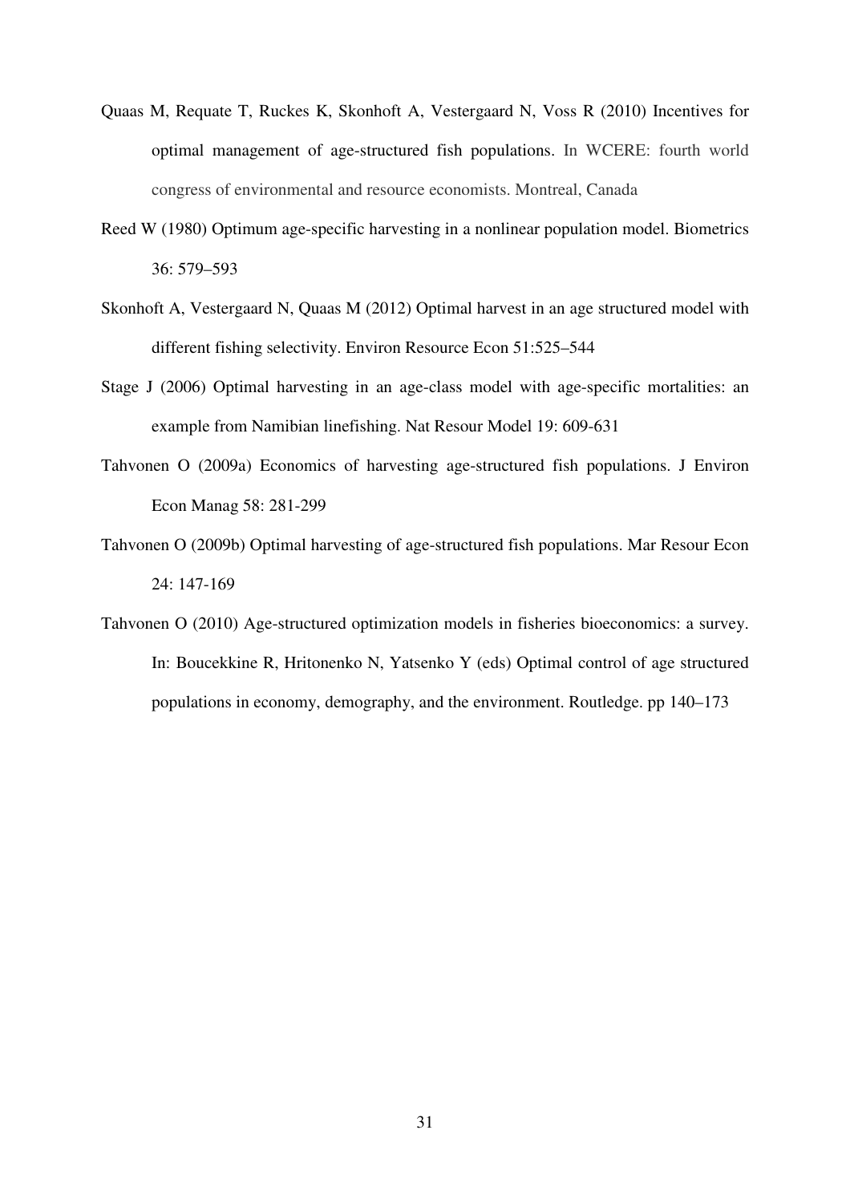Quaas M, Requate T, Ruckes K, Skonhoft A, Vestergaard N, Voss R (2010) Incentives for optimal management of age-structured fish populations. In WCERE: fourth world congress of environmental and resource economists. Montreal, Canada

Reed W (1980) Optimum age-specific harvesting in a nonlinear population model. Biometrics 36: 579–593

Skonhoft A, Vestergaard N, Quaas M (2012) Optimal harvest in an age structured model with different fishing selectivity. Environ Resource Econ 51:525–544

Stage J (2006) Optimal harvesting in an age-class model with age-specific mortalities: an example from Namibian linefishing. Nat Resour Model 19: 609-631

Tahvonen O (2009a) Economics of harvesting age-structured fish populations. J Environ Econ Manag 58: 281-299

Tahvonen O (2009b) Optimal harvesting of age-structured fish populations. Mar Resour Econ 24: 147-169

Tahvonen O (2010) Age-structured optimization models in fisheries bioeconomics: a survey. In: Boucekkine R, Hritonenko N, Yatsenko Y (eds) Optimal control of age structured populations in economy, demography, and the environment. Routledge. pp 140–173